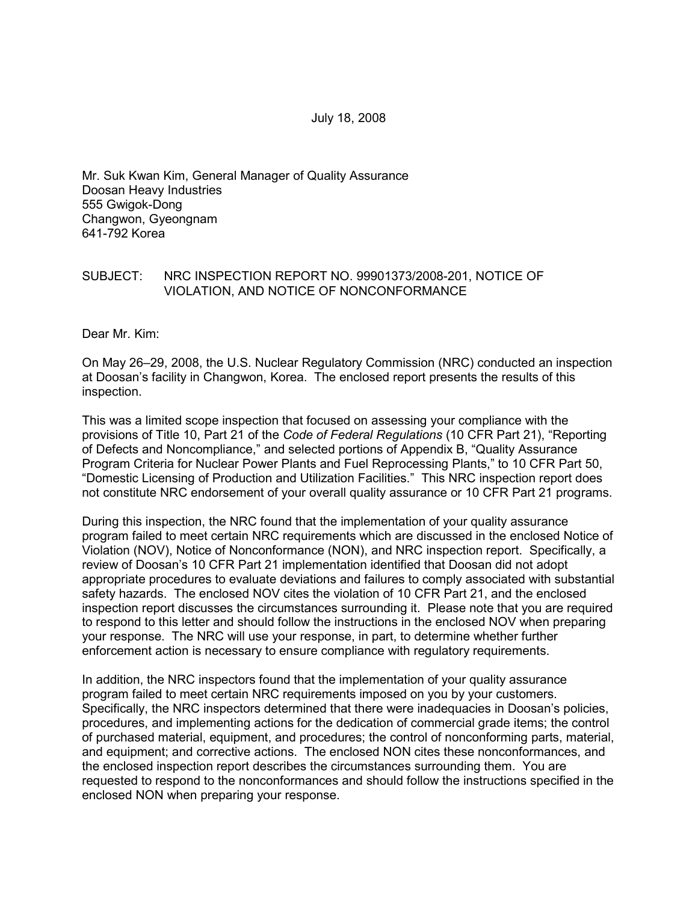July 18, 2008

Mr. Suk Kwan Kim, General Manager of Quality Assurance
Doosan Heavy Industries
555 Gwigok-Dong
Changwon, Gyeongnam
641-792 Korea

SUBJECT: NRC INSPECTION REPORT NO. 99901373/2008-201, NOTICE OF VIOLATION, AND NOTICE OF NONCONFORMANCE

Dear Mr. Kim:

On May 26–29, 2008, the U.S. Nuclear Regulatory Commission (NRC) conducted an inspection at Doosan's facility in Changwon, Korea. The enclosed report presents the results of this inspection.

This was a limited scope inspection that focused on assessing your compliance with the provisions of Title 10, Part 21 of the *Code of Federal Regulations* (10 CFR Part 21), "Reporting of Defects and Noncompliance," and selected portions of Appendix B, "Quality Assurance Program Criteria for Nuclear Power Plants and Fuel Reprocessing Plants," to 10 CFR Part 50, "Domestic Licensing of Production and Utilization Facilities." This NRC inspection report does not constitute NRC endorsement of your overall quality assurance or 10 CFR Part 21 programs.

During this inspection, the NRC found that the implementation of your quality assurance program failed to meet certain NRC requirements which are discussed in the enclosed Notice of Violation (NOV), Notice of Nonconformance (NON), and NRC inspection report. Specifically, a review of Doosan's 10 CFR Part 21 implementation identified that Doosan did not adopt appropriate procedures to evaluate deviations and failures to comply associated with substantial safety hazards. The enclosed NOV cites the violation of 10 CFR Part 21, and the enclosed inspection report discusses the circumstances surrounding it. Please note that you are required to respond to this letter and should follow the instructions in the enclosed NOV when preparing your response. The NRC will use your response, in part, to determine whether further enforcement action is necessary to ensure compliance with regulatory requirements.

In addition, the NRC inspectors found that the implementation of your quality assurance program failed to meet certain NRC requirements imposed on you by your customers. Specifically, the NRC inspectors determined that there were inadequacies in Doosan's policies, procedures, and implementing actions for the dedication of commercial grade items; the control of purchased material, equipment, and procedures; the control of nonconforming parts, material, and equipment; and corrective actions. The enclosed NON cites these nonconformances, and the enclosed inspection report describes the circumstances surrounding them. You are requested to respond to the nonconformances and should follow the instructions specified in the enclosed NON when preparing your response.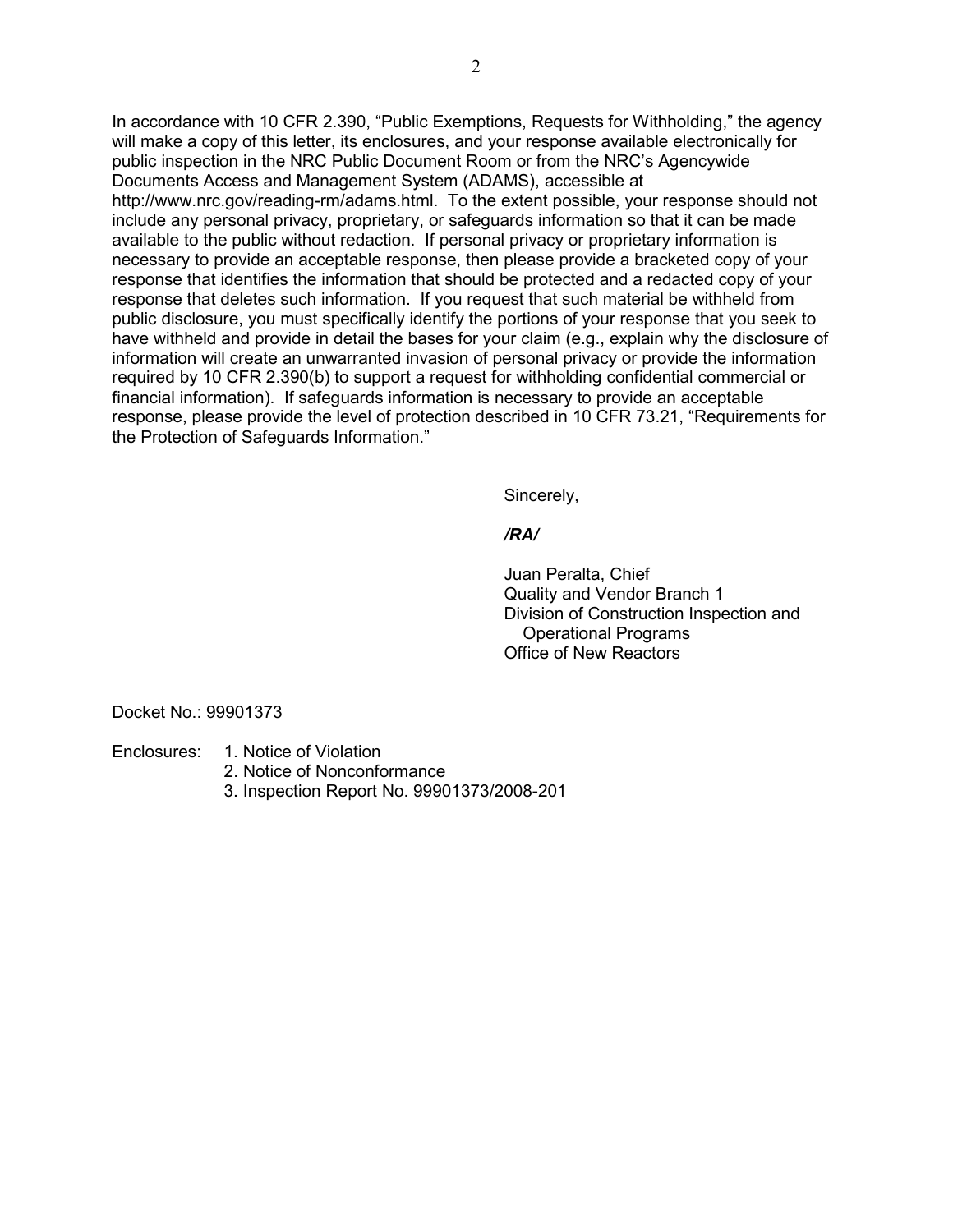In accordance with 10 CFR 2.390, "Public Exemptions, Requests for Withholding," the agency will make a copy of this letter, its enclosures, and your response available electronically for public inspection in the NRC Public Document Room or from the NRC's Agencywide Documents Access and Management System (ADAMS), accessible at http://www.nrc.gov/reading-rm/adams.html. To the extent possible, your response should not include any personal privacy, proprietary, or safeguards information so that it can be made available to the public without redaction. If personal privacy or proprietary information is necessary to provide an acceptable response, then please provide a bracketed copy of your response that identifies the information that should be protected and a redacted copy of your response that deletes such information. If you request that such material be withheld from public disclosure, you must specifically identify the portions of your response that you seek to have withheld and provide in detail the bases for your claim (e.g., explain why the disclosure of information will create an unwarranted invasion of personal privacy or provide the information required by 10 CFR 2.390(b) to support a request for withholding confidential commercial or financial information). If safeguards information is necessary to provide an acceptable response, please provide the level of protection described in 10 CFR 73.21, "Requirements for the Protection of Safeguards Information."

Sincerely,

***/RA/***

Juan Peralta, Chief
Quality and Vendor Branch 1
Division of Construction Inspection and
Operational Programs
Office of New Reactors

Docket No.: 99901373

Enclosures:
1. Notice of Violation
2. Notice of Nonconformance
3. Inspection Report No. 99901373/2008-201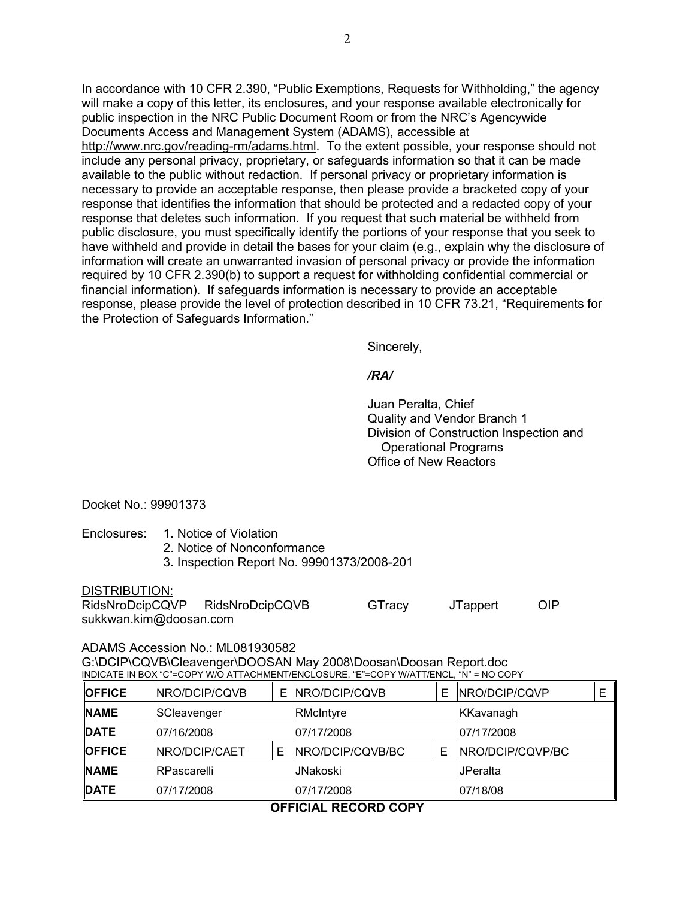In accordance with 10 CFR 2.390, "Public Exemptions, Requests for Withholding," the agency will make a copy of this letter, its enclosures, and your response available electronically for public inspection in the NRC Public Document Room or from the NRC's Agencywide Documents Access and Management System (ADAMS), accessible at http://www.nrc.gov/reading-rm/adams.html. To the extent possible, your response should not include any personal privacy, proprietary, or safeguards information so that it can be made available to the public without redaction. If personal privacy or proprietary information is necessary to provide an acceptable response, then please provide a bracketed copy of your response that identifies the information that should be protected and a redacted copy of your response that deletes such information. If you request that such material be withheld from public disclosure, you must specifically identify the portions of your response that you seek to have withheld and provide in detail the bases for your claim (e.g., explain why the disclosure of information will create an unwarranted invasion of personal privacy or provide the information required by 10 CFR 2.390(b) to support a request for withholding confidential commercial or financial information). If safeguards information is necessary to provide an acceptable response, please provide the level of protection described in 10 CFR 73.21, "Requirements for the Protection of Safeguards Information."

Sincerely,

*/RA/*

Juan Peralta, Chief
Quality and Vendor Branch 1
Division of Construction Inspection and
Operational Programs
Office of New Reactors

Docket No.: 99901373

Enclosures:
1. Notice of Violation
2. Notice of Nonconformance
3. Inspection Report No. 99901373/2008-201

DISTRIBUTION:
RidsNroDcipCQVP RidsNroDcipCQVB GTracy JTappert OIP
sukkwan.kim@doosan.com

ADAMS Accession No.: ML081930582
G:\DCIP\CQVB\Cleavenger\DOOSAN May 2008\Doosan\Doosan Report.doc
INDICATE IN BOX "C"=COPY W/O ATTACHMENT/ENCLOSURE, "E"=COPY W/ATT/ENCL, "N" = NO COPY

| **OFFICE** | NRO/DCIP/CQVB | E | NRO/DCIP/CQVB | E | NRO/DCIP/CQVP | E |
|---|---|---|---|---|---|---|
| **NAME** | SCleavenger | | RMcIntyre | | KKavanagh | |
| **DATE** | 07/16/2008 | | 07/17/2008 | | 07/17/2008 | |
| **OFFICE** | NRO/DCIP/CAET | E | NRO/DCIP/CQVB/BC | E | NRO/DCIP/CQVP/BC | |
| **NAME** | RPascarelli | | JNakoski | | JPeralta | |
| **DATE** | 07/17/2008 | | 07/17/2008 | | 07/18/08 | |

**OFFICIAL RECORD COPY**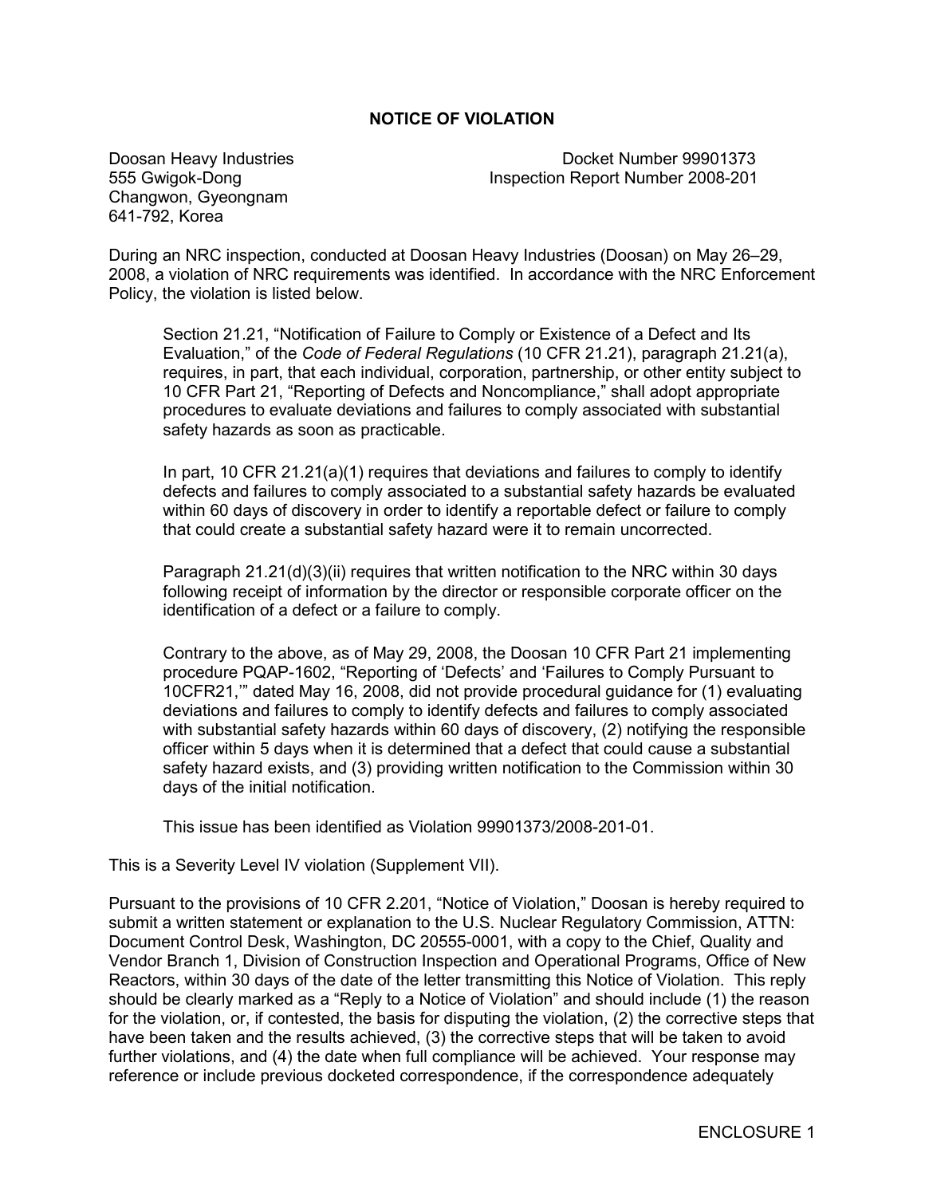## NOTICE OF VIOLATION

Doosan Heavy Industries
555 Gwigok-Dong
Changwon, Gyeongnam
641-792, Korea

Docket Number 99901373
Inspection Report Number 2008-201

During an NRC inspection, conducted at Doosan Heavy Industries (Doosan) on May 26–29, 2008, a violation of NRC requirements was identified. In accordance with the NRC Enforcement Policy, the violation is listed below.

> Section 21.21, "Notification of Failure to Comply or Existence of a Defect and Its Evaluation," of the *Code of Federal Regulations* (10 CFR 21.21), paragraph 21.21(a), requires, in part, that each individual, corporation, partnership, or other entity subject to 10 CFR Part 21, "Reporting of Defects and Noncompliance," shall adopt appropriate procedures to evaluate deviations and failures to comply associated with substantial safety hazards as soon as practicable.
>
> In part, 10 CFR 21.21(a)(1) requires that deviations and failures to comply to identify defects and failures to comply associated to a substantial safety hazards be evaluated within 60 days of discovery in order to identify a reportable defect or failure to comply that could create a substantial safety hazard were it to remain uncorrected.
>
> Paragraph 21.21(d)(3)(ii) requires that written notification to the NRC within 30 days following receipt of information by the director or responsible corporate officer on the identification of a defect or a failure to comply.
>
> Contrary to the above, as of May 29, 2008, the Doosan 10 CFR Part 21 implementing procedure PQAP-1602, "Reporting of 'Defects' and 'Failures to Comply Pursuant to 10CFR21,'" dated May 16, 2008, did not provide procedural guidance for (1) evaluating deviations and failures to comply to identify defects and failures to comply associated with substantial safety hazards within 60 days of discovery, (2) notifying the responsible officer within 5 days when it is determined that a defect that could cause a substantial safety hazard exists, and (3) providing written notification to the Commission within 30 days of the initial notification.
>
> This issue has been identified as Violation 99901373/2008-201-01.

This is a Severity Level IV violation (Supplement VII).

Pursuant to the provisions of 10 CFR 2.201, "Notice of Violation," Doosan is hereby required to submit a written statement or explanation to the U.S. Nuclear Regulatory Commission, ATTN: Document Control Desk, Washington, DC 20555-0001, with a copy to the Chief, Quality and Vendor Branch 1, Division of Construction Inspection and Operational Programs, Office of New Reactors, within 30 days of the date of the letter transmitting this Notice of Violation. This reply should be clearly marked as a "Reply to a Notice of Violation" and should include (1) the reason for the violation, or, if contested, the basis for disputing the violation, (2) the corrective steps that have been taken and the results achieved, (3) the corrective steps that will be taken to avoid further violations, and (4) the date when full compliance will be achieved. Your response may reference or include previous docketed correspondence, if the correspondence adequately

ENCLOSURE 1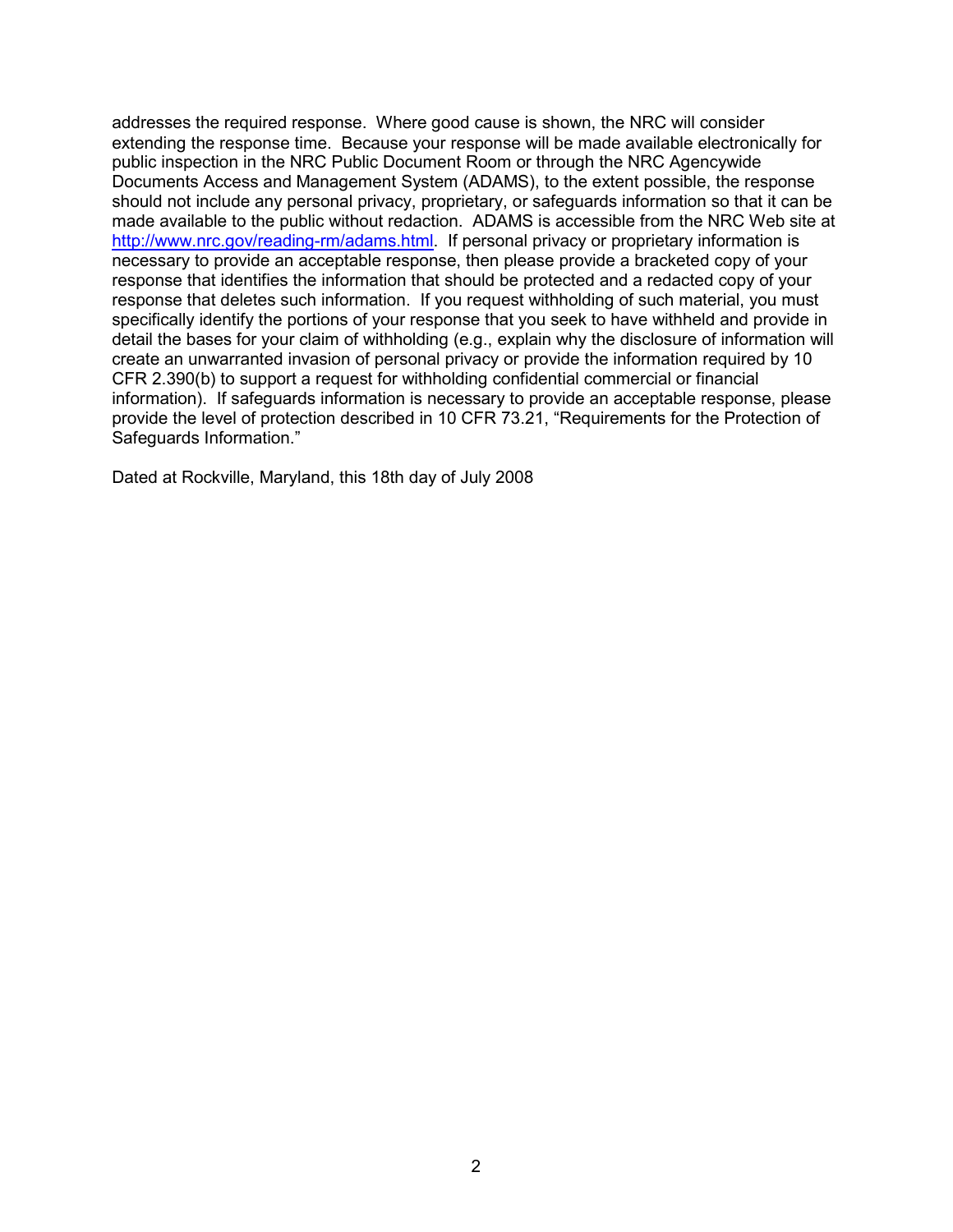addresses the required response. Where good cause is shown, the NRC will consider extending the response time. Because your response will be made available electronically for public inspection in the NRC Public Document Room or through the NRC Agencywide Documents Access and Management System (ADAMS), to the extent possible, the response should not include any personal privacy, proprietary, or safeguards information so that it can be made available to the public without redaction. ADAMS is accessible from the NRC Web site at http://www.nrc.gov/reading-rm/adams.html. If personal privacy or proprietary information is necessary to provide an acceptable response, then please provide a bracketed copy of your response that identifies the information that should be protected and a redacted copy of your response that deletes such information. If you request withholding of such material, you must specifically identify the portions of your response that you seek to have withheld and provide in detail the bases for your claim of withholding (e.g., explain why the disclosure of information will create an unwarranted invasion of personal privacy or provide the information required by 10 CFR 2.390(b) to support a request for withholding confidential commercial or financial information). If safeguards information is necessary to provide an acceptable response, please provide the level of protection described in 10 CFR 73.21, "Requirements for the Protection of Safeguards Information."

Dated at Rockville, Maryland, this 18th day of July 2008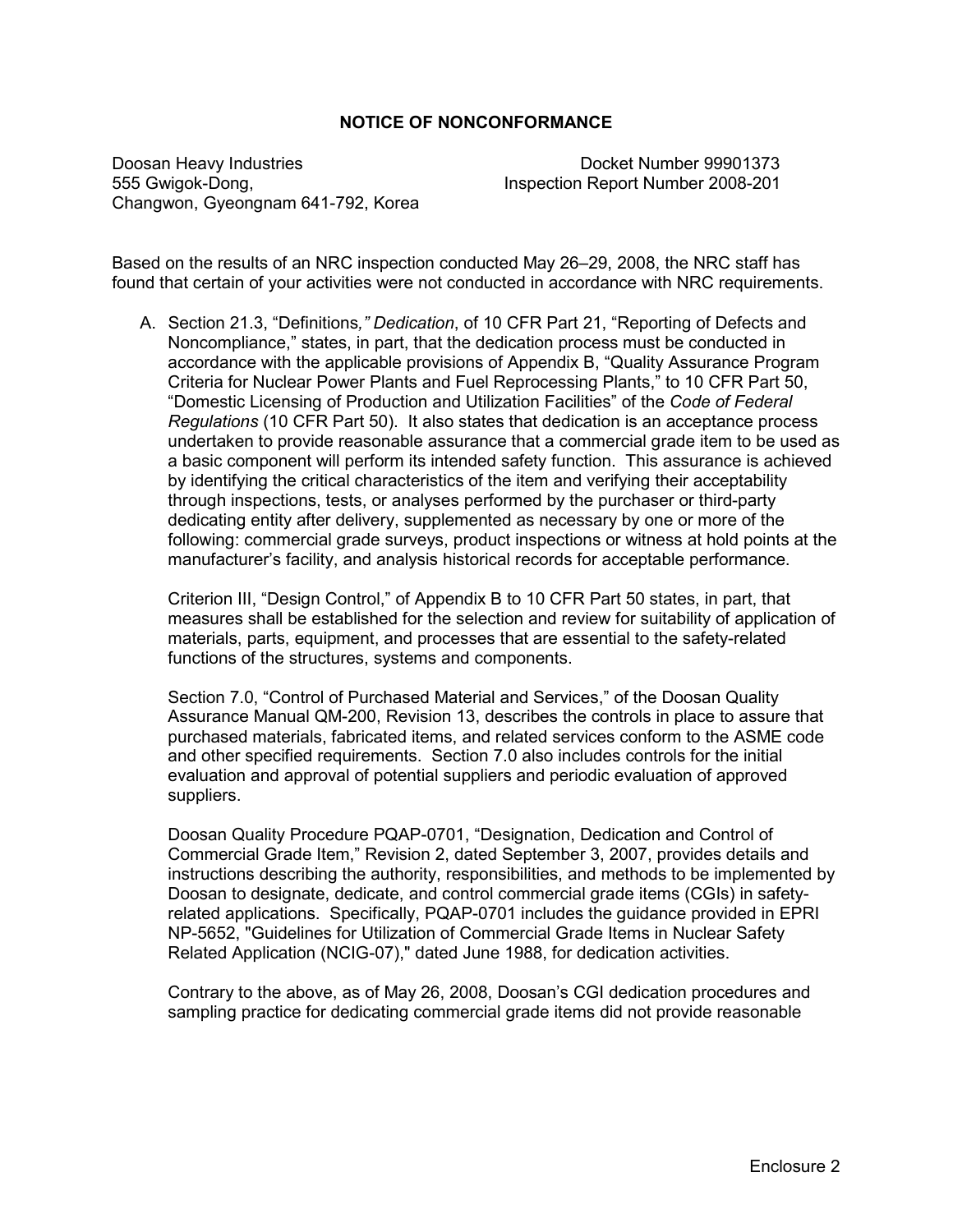## NOTICE OF NONCONFORMANCE

Doosan Heavy Industries
555 Gwigok-Dong,
Changwon, Gyeongnam 641-792, Korea

Docket Number 99901373
Inspection Report Number 2008-201

Based on the results of an NRC inspection conducted May 26–29, 2008, the NRC staff has found that certain of your activities were not conducted in accordance with NRC requirements.

A. Section 21.3, "Definitions*," Dedication*, of 10 CFR Part 21, "Reporting of Defects and Noncompliance," states, in part, that the dedication process must be conducted in accordance with the applicable provisions of Appendix B, "Quality Assurance Program Criteria for Nuclear Power Plants and Fuel Reprocessing Plants," to 10 CFR Part 50, "Domestic Licensing of Production and Utilization Facilities" of the *Code of Federal Regulations* (10 CFR Part 50). It also states that dedication is an acceptance process undertaken to provide reasonable assurance that a commercial grade item to be used as a basic component will perform its intended safety function. This assurance is achieved by identifying the critical characteristics of the item and verifying their acceptability through inspections, tests, or analyses performed by the purchaser or third-party dedicating entity after delivery, supplemented as necessary by one or more of the following: commercial grade surveys, product inspections or witness at hold points at the manufacturer's facility, and analysis historical records for acceptable performance.

   Criterion III, "Design Control," of Appendix B to 10 CFR Part 50 states, in part, that measures shall be established for the selection and review for suitability of application of materials, parts, equipment, and processes that are essential to the safety-related functions of the structures, systems and components.

   Section 7.0, "Control of Purchased Material and Services," of the Doosan Quality Assurance Manual QM-200, Revision 13, describes the controls in place to assure that purchased materials, fabricated items, and related services conform to the ASME code and other specified requirements. Section 7.0 also includes controls for the initial evaluation and approval of potential suppliers and periodic evaluation of approved suppliers.

   Doosan Quality Procedure PQAP-0701, "Designation, Dedication and Control of Commercial Grade Item," Revision 2, dated September 3, 2007, provides details and instructions describing the authority, responsibilities, and methods to be implemented by Doosan to designate, dedicate, and control commercial grade items (CGIs) in safety-related applications. Specifically, PQAP-0701 includes the guidance provided in EPRI NP-5652, "Guidelines for Utilization of Commercial Grade Items in Nuclear Safety Related Application (NCIG-07)," dated June 1988, for dedication activities.

   Contrary to the above, as of May 26, 2008, Doosan's CGI dedication procedures and sampling practice for dedicating commercial grade items did not provide reasonable

Enclosure 2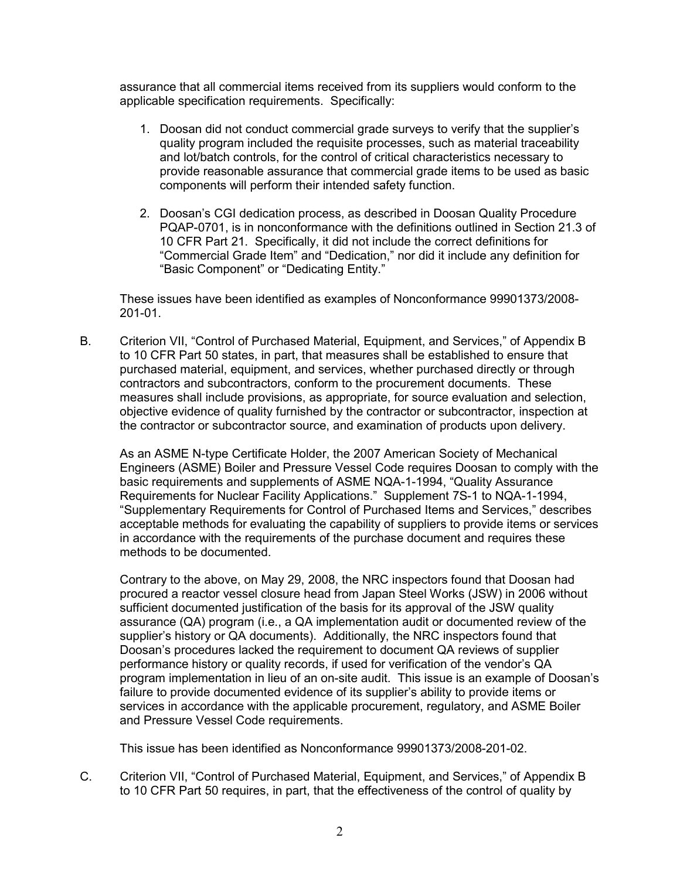assurance that all commercial items received from its suppliers would conform to the applicable specification requirements. Specifically:

1. Doosan did not conduct commercial grade surveys to verify that the supplier's quality program included the requisite processes, such as material traceability and lot/batch controls, for the control of critical characteristics necessary to provide reasonable assurance that commercial grade items to be used as basic components will perform their intended safety function.

2. Doosan's CGI dedication process, as described in Doosan Quality Procedure PQAP-0701, is in nonconformance with the definitions outlined in Section 21.3 of 10 CFR Part 21. Specifically, it did not include the correct definitions for "Commercial Grade Item" and "Dedication," nor did it include any definition for "Basic Component" or "Dedicating Entity."

These issues have been identified as examples of Nonconformance 99901373/2008-201-01.

B. Criterion VII, "Control of Purchased Material, Equipment, and Services," of Appendix B to 10 CFR Part 50 states, in part, that measures shall be established to ensure that purchased material, equipment, and services, whether purchased directly or through contractors and subcontractors, conform to the procurement documents. These measures shall include provisions, as appropriate, for source evaluation and selection, objective evidence of quality furnished by the contractor or subcontractor, inspection at the contractor or subcontractor source, and examination of products upon delivery.

As an ASME N-type Certificate Holder, the 2007 American Society of Mechanical Engineers (ASME) Boiler and Pressure Vessel Code requires Doosan to comply with the basic requirements and supplements of ASME NQA-1-1994, "Quality Assurance Requirements for Nuclear Facility Applications." Supplement 7S-1 to NQA-1-1994, "Supplementary Requirements for Control of Purchased Items and Services," describes acceptable methods for evaluating the capability of suppliers to provide items or services in accordance with the requirements of the purchase document and requires these methods to be documented.

Contrary to the above, on May 29, 2008, the NRC inspectors found that Doosan had procured a reactor vessel closure head from Japan Steel Works (JSW) in 2006 without sufficient documented justification of the basis for its approval of the JSW quality assurance (QA) program (i.e., a QA implementation audit or documented review of the supplier's history or QA documents). Additionally, the NRC inspectors found that Doosan's procedures lacked the requirement to document QA reviews of supplier performance history or quality records, if used for verification of the vendor's QA program implementation in lieu of an on-site audit. This issue is an example of Doosan's failure to provide documented evidence of its supplier's ability to provide items or services in accordance with the applicable procurement, regulatory, and ASME Boiler and Pressure Vessel Code requirements.

This issue has been identified as Nonconformance 99901373/2008-201-02.

C. Criterion VII, "Control of Purchased Material, Equipment, and Services," of Appendix B to 10 CFR Part 50 requires, in part, that the effectiveness of the control of quality by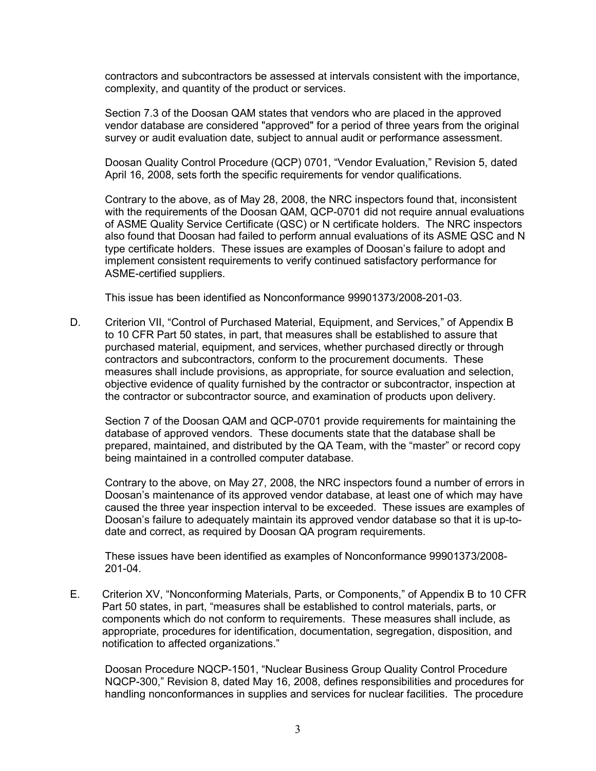contractors and subcontractors be assessed at intervals consistent with the importance, complexity, and quantity of the product or services.

Section 7.3 of the Doosan QAM states that vendors who are placed in the approved vendor database are considered "approved" for a period of three years from the original survey or audit evaluation date, subject to annual audit or performance assessment.

Doosan Quality Control Procedure (QCP) 0701, "Vendor Evaluation," Revision 5, dated April 16, 2008, sets forth the specific requirements for vendor qualifications.

Contrary to the above, as of May 28, 2008, the NRC inspectors found that, inconsistent with the requirements of the Doosan QAM, QCP-0701 did not require annual evaluations of ASME Quality Service Certificate (QSC) or N certificate holders. The NRC inspectors also found that Doosan had failed to perform annual evaluations of its ASME QSC and N type certificate holders. These issues are examples of Doosan's failure to adopt and implement consistent requirements to verify continued satisfactory performance for ASME-certified suppliers.

This issue has been identified as Nonconformance 99901373/2008-201-03.

D. Criterion VII, "Control of Purchased Material, Equipment, and Services," of Appendix B to 10 CFR Part 50 states, in part, that measures shall be established to assure that purchased material, equipment, and services, whether purchased directly or through contractors and subcontractors, conform to the procurement documents. These measures shall include provisions, as appropriate, for source evaluation and selection, objective evidence of quality furnished by the contractor or subcontractor, inspection at the contractor or subcontractor source, and examination of products upon delivery.

Section 7 of the Doosan QAM and QCP-0701 provide requirements for maintaining the database of approved vendors. These documents state that the database shall be prepared, maintained, and distributed by the QA Team, with the "master" or record copy being maintained in a controlled computer database.

Contrary to the above, on May 27, 2008, the NRC inspectors found a number of errors in Doosan's maintenance of its approved vendor database, at least one of which may have caused the three year inspection interval to be exceeded. These issues are examples of Doosan's failure to adequately maintain its approved vendor database so that it is up-to-date and correct, as required by Doosan QA program requirements.

These issues have been identified as examples of Nonconformance 99901373/2008-201-04.

E. Criterion XV, "Nonconforming Materials, Parts, or Components," of Appendix B to 10 CFR Part 50 states, in part, "measures shall be established to control materials, parts, or components which do not conform to requirements. These measures shall include, as appropriate, procedures for identification, documentation, segregation, disposition, and notification to affected organizations."

Doosan Procedure NQCP-1501, "Nuclear Business Group Quality Control Procedure NQCP-300," Revision 8, dated May 16, 2008, defines responsibilities and procedures for handling nonconformances in supplies and services for nuclear facilities. The procedure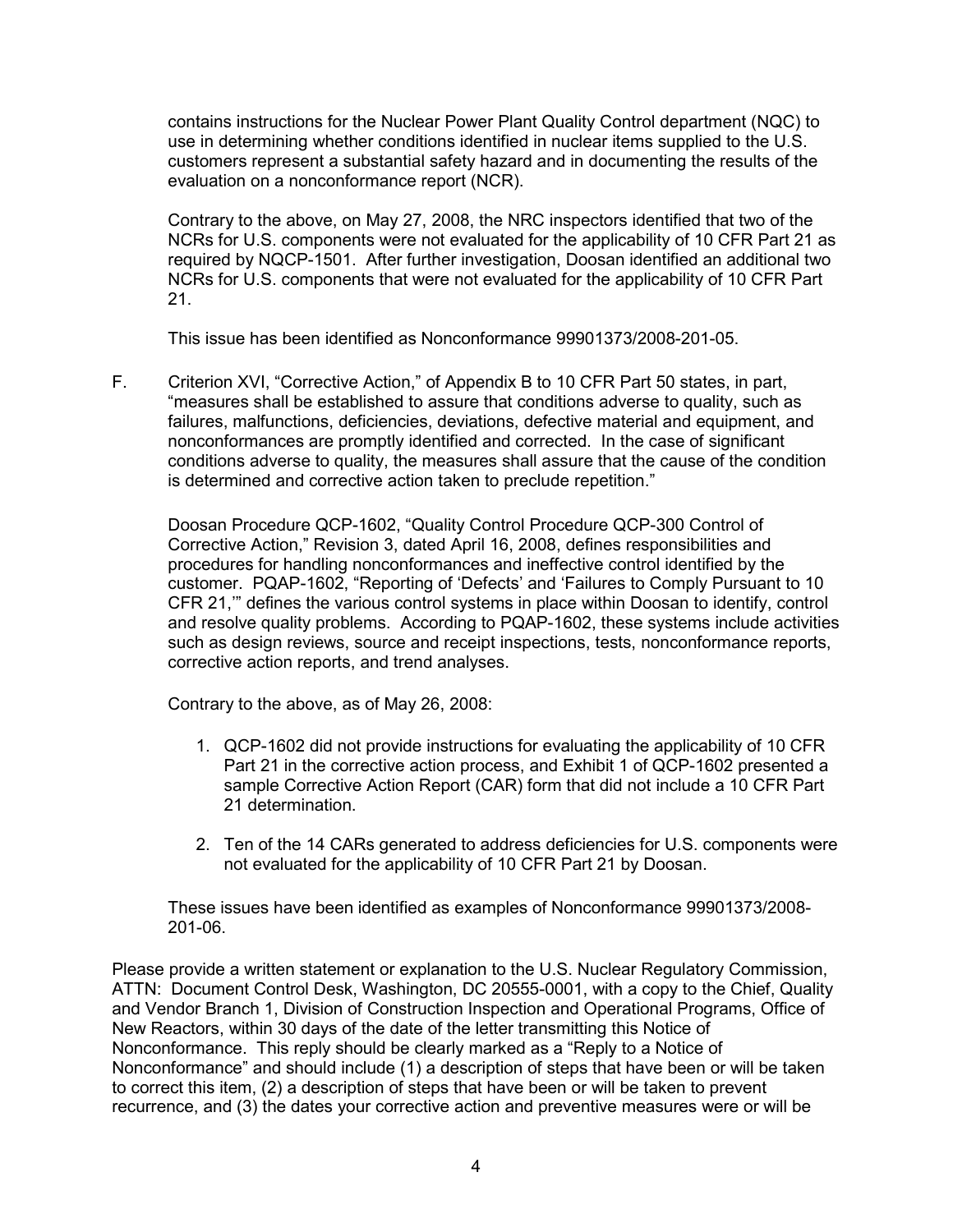contains instructions for the Nuclear Power Plant Quality Control department (NQC) to use in determining whether conditions identified in nuclear items supplied to the U.S. customers represent a substantial safety hazard and in documenting the results of the evaluation on a nonconformance report (NCR).

Contrary to the above, on May 27, 2008, the NRC inspectors identified that two of the NCRs for U.S. components were not evaluated for the applicability of 10 CFR Part 21 as required by NQCP-1501. After further investigation, Doosan identified an additional two NCRs for U.S. components that were not evaluated for the applicability of 10 CFR Part 21.

This issue has been identified as Nonconformance 99901373/2008-201-05.

F. Criterion XVI, "Corrective Action," of Appendix B to 10 CFR Part 50 states, in part, "measures shall be established to assure that conditions adverse to quality, such as failures, malfunctions, deficiencies, deviations, defective material and equipment, and nonconformances are promptly identified and corrected. In the case of significant conditions adverse to quality, the measures shall assure that the cause of the condition is determined and corrective action taken to preclude repetition."

Doosan Procedure QCP-1602, "Quality Control Procedure QCP-300 Control of Corrective Action," Revision 3, dated April 16, 2008, defines responsibilities and procedures for handling nonconformances and ineffective control identified by the customer. PQAP-1602, "Reporting of 'Defects' and 'Failures to Comply Pursuant to 10 CFR 21,'" defines the various control systems in place within Doosan to identify, control and resolve quality problems. According to PQAP-1602, these systems include activities such as design reviews, source and receipt inspections, tests, nonconformance reports, corrective action reports, and trend analyses.

Contrary to the above, as of May 26, 2008:

1. QCP-1602 did not provide instructions for evaluating the applicability of 10 CFR Part 21 in the corrective action process, and Exhibit 1 of QCP-1602 presented a sample Corrective Action Report (CAR) form that did not include a 10 CFR Part 21 determination.
2. Ten of the 14 CARs generated to address deficiencies for U.S. components were not evaluated for the applicability of 10 CFR Part 21 by Doosan.

These issues have been identified as examples of Nonconformance 99901373/2008-201-06.

Please provide a written statement or explanation to the U.S. Nuclear Regulatory Commission, ATTN: Document Control Desk, Washington, DC 20555-0001, with a copy to the Chief, Quality and Vendor Branch 1, Division of Construction Inspection and Operational Programs, Office of New Reactors, within 30 days of the date of the letter transmitting this Notice of Nonconformance. This reply should be clearly marked as a "Reply to a Notice of Nonconformance" and should include (1) a description of steps that have been or will be taken to correct this item, (2) a description of steps that have been or will be taken to prevent recurrence, and (3) the dates your corrective action and preventive measures were or will be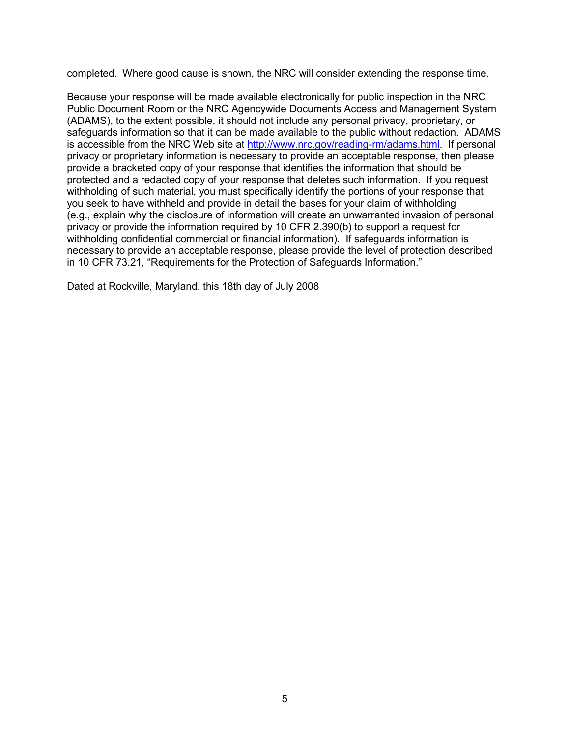completed. Where good cause is shown, the NRC will consider extending the response time.

Because your response will be made available electronically for public inspection in the NRC Public Document Room or the NRC Agencywide Documents Access and Management System (ADAMS), to the extent possible, it should not include any personal privacy, proprietary, or safeguards information so that it can be made available to the public without redaction. ADAMS is accessible from the NRC Web site at [http://www.nrc.gov/reading-rm/adams.html](http://www.nrc.gov/reading-rm/adams.html). If personal privacy or proprietary information is necessary to provide an acceptable response, then please provide a bracketed copy of your response that identifies the information that should be protected and a redacted copy of your response that deletes such information. If you request withholding of such material, you must specifically identify the portions of your response that you seek to have withheld and provide in detail the bases for your claim of withholding (e.g., explain why the disclosure of information will create an unwarranted invasion of personal privacy or provide the information required by 10 CFR 2.390(b) to support a request for withholding confidential commercial or financial information). If safeguards information is necessary to provide an acceptable response, please provide the level of protection described in 10 CFR 73.21, "Requirements for the Protection of Safeguards Information."

Dated at Rockville, Maryland, this 18th day of July 2008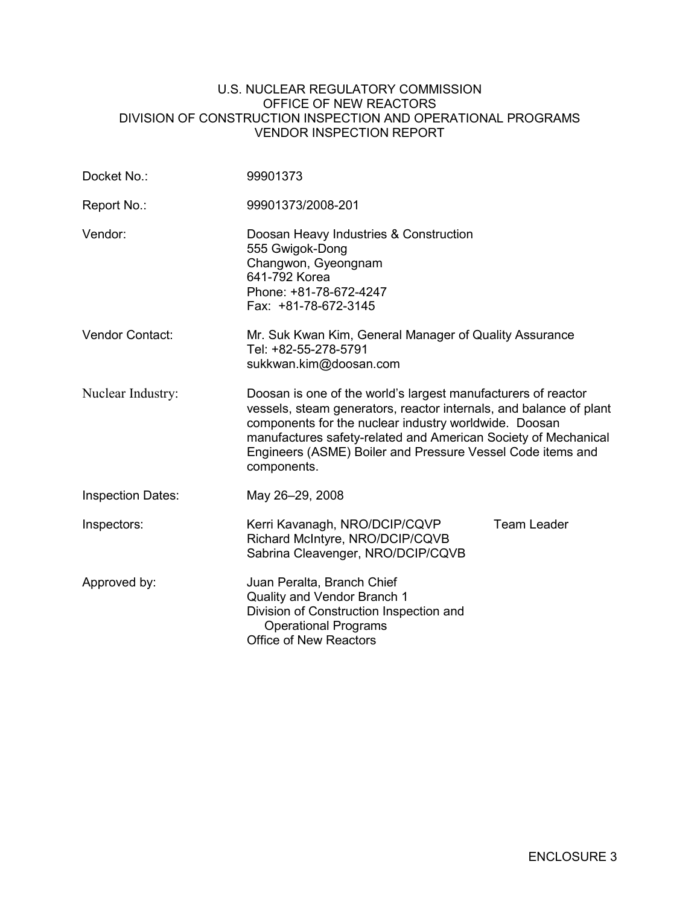U.S. NUCLEAR REGULATORY COMMISSION
OFFICE OF NEW REACTORS
DIVISION OF CONSTRUCTION INSPECTION AND OPERATIONAL PROGRAMS
VENDOR INSPECTION REPORT

| | |
|---|---|
| Docket No.: | 99901373 |
| Report No.: | 99901373/2008-201 |
| Vendor: | Doosan Heavy Industries & Construction<br>555 Gwigok-Dong<br>Changwon, Gyeongnam<br>641-792 Korea<br>Phone: +81-78-672-4247<br>Fax: +81-78-672-3145 |
| Vendor Contact: | Mr. Suk Kwan Kim, General Manager of Quality Assurance<br>Tel: +82-55-278-5791<br>sukkwan.kim@doosan.com |
| Nuclear Industry: | Doosan is one of the world's largest manufacturers of reactor vessels, steam generators, reactor internals, and balance of plant components for the nuclear industry worldwide. Doosan manufactures safety-related and American Society of Mechanical Engineers (ASME) Boiler and Pressure Vessel Code items and components. |
| Inspection Dates: | May 26–29, 2008 |
| Inspectors: | Kerri Kavanagh, NRO/DCIP/CQVP Team Leader<br>Richard McIntyre, NRO/DCIP/CQVB<br>Sabrina Cleavenger, NRO/DCIP/CQVB |
| Approved by: | Juan Peralta, Branch Chief<br>Quality and Vendor Branch 1<br>Division of Construction Inspection and Operational Programs<br>Office of New Reactors |

ENCLOSURE 3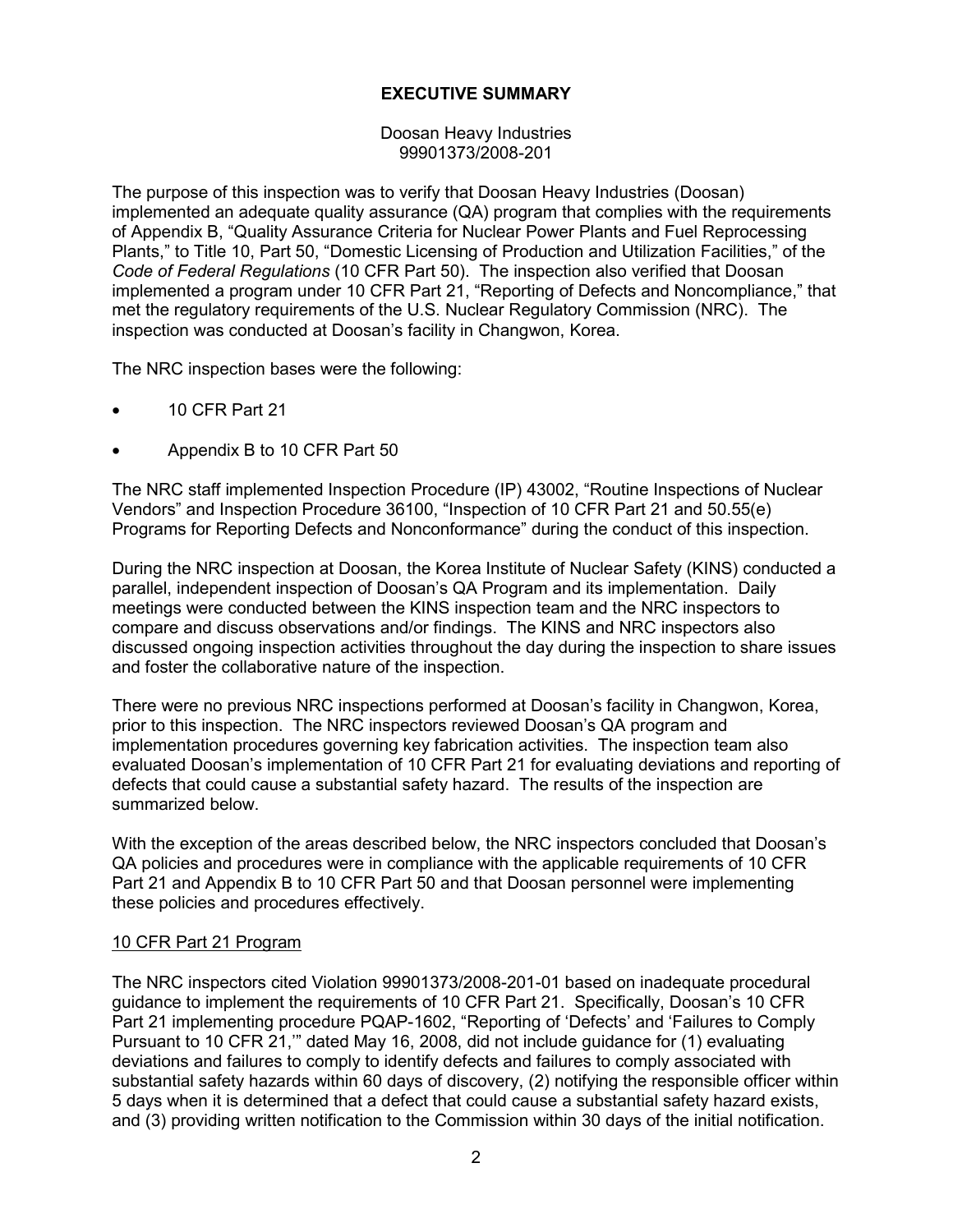# EXECUTIVE SUMMARY

Doosan Heavy Industries
99901373/2008-201

The purpose of this inspection was to verify that Doosan Heavy Industries (Doosan) implemented an adequate quality assurance (QA) program that complies with the requirements of Appendix B, "Quality Assurance Criteria for Nuclear Power Plants and Fuel Reprocessing Plants," to Title 10, Part 50, "Domestic Licensing of Production and Utilization Facilities," of the *Code of Federal Regulations* (10 CFR Part 50). The inspection also verified that Doosan implemented a program under 10 CFR Part 21, "Reporting of Defects and Noncompliance," that met the regulatory requirements of the U.S. Nuclear Regulatory Commission (NRC). The inspection was conducted at Doosan's facility in Changwon, Korea.

The NRC inspection bases were the following:

- 10 CFR Part 21
- Appendix B to 10 CFR Part 50

The NRC staff implemented Inspection Procedure (IP) 43002, "Routine Inspections of Nuclear Vendors" and Inspection Procedure 36100, "Inspection of 10 CFR Part 21 and 50.55(e) Programs for Reporting Defects and Nonconformance" during the conduct of this inspection.

During the NRC inspection at Doosan, the Korea Institute of Nuclear Safety (KINS) conducted a parallel, independent inspection of Doosan's QA Program and its implementation. Daily meetings were conducted between the KINS inspection team and the NRC inspectors to compare and discuss observations and/or findings. The KINS and NRC inspectors also discussed ongoing inspection activities throughout the day during the inspection to share issues and foster the collaborative nature of the inspection.

There were no previous NRC inspections performed at Doosan's facility in Changwon, Korea, prior to this inspection. The NRC inspectors reviewed Doosan's QA program and implementation procedures governing key fabrication activities. The inspection team also evaluated Doosan's implementation of 10 CFR Part 21 for evaluating deviations and reporting of defects that could cause a substantial safety hazard. The results of the inspection are summarized below.

With the exception of the areas described below, the NRC inspectors concluded that Doosan's QA policies and procedures were in compliance with the applicable requirements of 10 CFR Part 21 and Appendix B to 10 CFR Part 50 and that Doosan personnel were implementing these policies and procedures effectively.

## 10 CFR Part 21 Program

The NRC inspectors cited Violation 99901373/2008-201-01 based on inadequate procedural guidance to implement the requirements of 10 CFR Part 21. Specifically, Doosan's 10 CFR Part 21 implementing procedure PQAP-1602, "Reporting of 'Defects' and 'Failures to Comply Pursuant to 10 CFR 21,'" dated May 16, 2008, did not include guidance for (1) evaluating deviations and failures to comply to identify defects and failures to comply associated with substantial safety hazards within 60 days of discovery, (2) notifying the responsible officer within 5 days when it is determined that a defect that could cause a substantial safety hazard exists, and (3) providing written notification to the Commission within 30 days of the initial notification.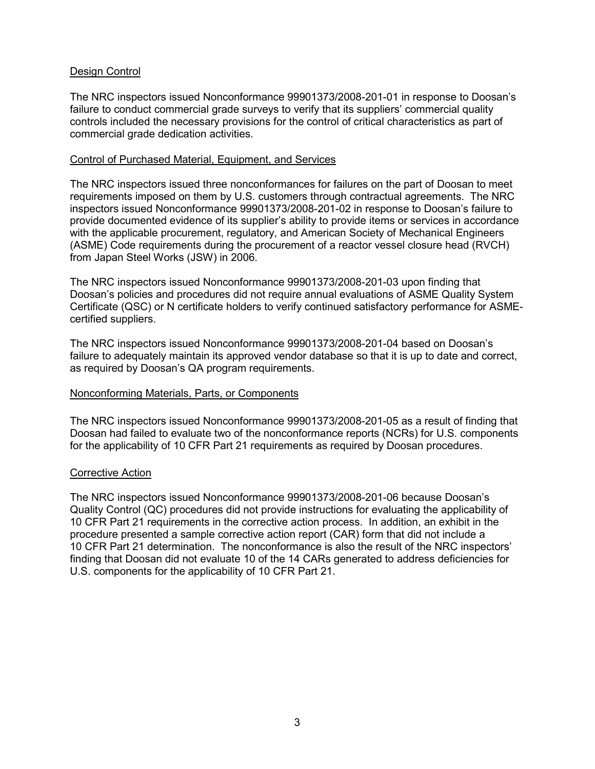## Design Control

The NRC inspectors issued Nonconformance 99901373/2008-201-01 in response to Doosan's failure to conduct commercial grade surveys to verify that its suppliers' commercial quality controls included the necessary provisions for the control of critical characteristics as part of commercial grade dedication activities.

## Control of Purchased Material, Equipment, and Services

The NRC inspectors issued three nonconformances for failures on the part of Doosan to meet requirements imposed on them by U.S. customers through contractual agreements. The NRC inspectors issued Nonconformance 99901373/2008-201-02 in response to Doosan's failure to provide documented evidence of its supplier's ability to provide items or services in accordance with the applicable procurement, regulatory, and American Society of Mechanical Engineers (ASME) Code requirements during the procurement of a reactor vessel closure head (RVCH) from Japan Steel Works (JSW) in 2006.

The NRC inspectors issued Nonconformance 99901373/2008-201-03 upon finding that Doosan's policies and procedures did not require annual evaluations of ASME Quality System Certificate (QSC) or N certificate holders to verify continued satisfactory performance for ASME-certified suppliers.

The NRC inspectors issued Nonconformance 99901373/2008-201-04 based on Doosan's failure to adequately maintain its approved vendor database so that it is up to date and correct, as required by Doosan's QA program requirements.

## Nonconforming Materials, Parts, or Components

The NRC inspectors issued Nonconformance 99901373/2008-201-05 as a result of finding that Doosan had failed to evaluate two of the nonconformance reports (NCRs) for U.S. components for the applicability of 10 CFR Part 21 requirements as required by Doosan procedures.

## Corrective Action

The NRC inspectors issued Nonconformance 99901373/2008-201-06 because Doosan's Quality Control (QC) procedures did not provide instructions for evaluating the applicability of 10 CFR Part 21 requirements in the corrective action process. In addition, an exhibit in the procedure presented a sample corrective action report (CAR) form that did not include a 10 CFR Part 21 determination. The nonconformance is also the result of the NRC inspectors' finding that Doosan did not evaluate 10 of the 14 CARs generated to address deficiencies for U.S. components for the applicability of 10 CFR Part 21.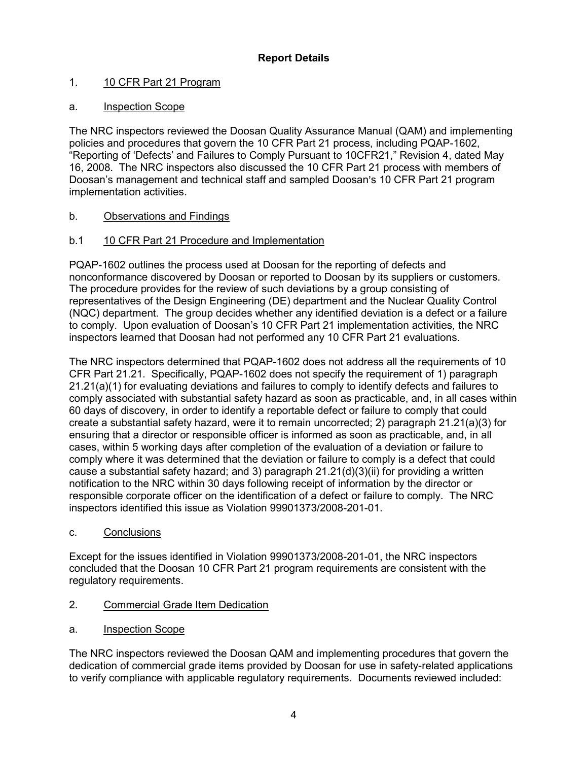## Report Details

1. 10 CFR Part 21 Program

a. Inspection Scope

The NRC inspectors reviewed the Doosan Quality Assurance Manual (QAM) and implementing policies and procedures that govern the 10 CFR Part 21 process, including PQAP-1602, "Reporting of 'Defects' and Failures to Comply Pursuant to 10CFR21," Revision 4, dated May 16, 2008. The NRC inspectors also discussed the 10 CFR Part 21 process with members of Doosan's management and technical staff and sampled Doosan's 10 CFR Part 21 program implementation activities.

b. Observations and Findings

b.1 10 CFR Part 21 Procedure and Implementation

PQAP-1602 outlines the process used at Doosan for the reporting of defects and nonconformance discovered by Doosan or reported to Doosan by its suppliers or customers. The procedure provides for the review of such deviations by a group consisting of representatives of the Design Engineering (DE) department and the Nuclear Quality Control (NQC) department. The group decides whether any identified deviation is a defect or a failure to comply. Upon evaluation of Doosan's 10 CFR Part 21 implementation activities, the NRC inspectors learned that Doosan had not performed any 10 CFR Part 21 evaluations.

The NRC inspectors determined that PQAP-1602 does not address all the requirements of 10 CFR Part 21.21. Specifically, PQAP-1602 does not specify the requirement of 1) paragraph 21.21(a)(1) for evaluating deviations and failures to comply to identify defects and failures to comply associated with substantial safety hazard as soon as practicable, and, in all cases within 60 days of discovery, in order to identify a reportable defect or failure to comply that could create a substantial safety hazard, were it to remain uncorrected; 2) paragraph 21.21(a)(3) for ensuring that a director or responsible officer is informed as soon as practicable, and, in all cases, within 5 working days after completion of the evaluation of a deviation or failure to comply where it was determined that the deviation or failure to comply is a defect that could cause a substantial safety hazard; and 3) paragraph 21.21(d)(3)(ii) for providing a written notification to the NRC within 30 days following receipt of information by the director or responsible corporate officer on the identification of a defect or failure to comply. The NRC inspectors identified this issue as Violation 99901373/2008-201-01.

c. Conclusions

Except for the issues identified in Violation 99901373/2008-201-01, the NRC inspectors concluded that the Doosan 10 CFR Part 21 program requirements are consistent with the regulatory requirements.

2. Commercial Grade Item Dedication

a. Inspection Scope

The NRC inspectors reviewed the Doosan QAM and implementing procedures that govern the dedication of commercial grade items provided by Doosan for use in safety-related applications to verify compliance with applicable regulatory requirements. Documents reviewed included: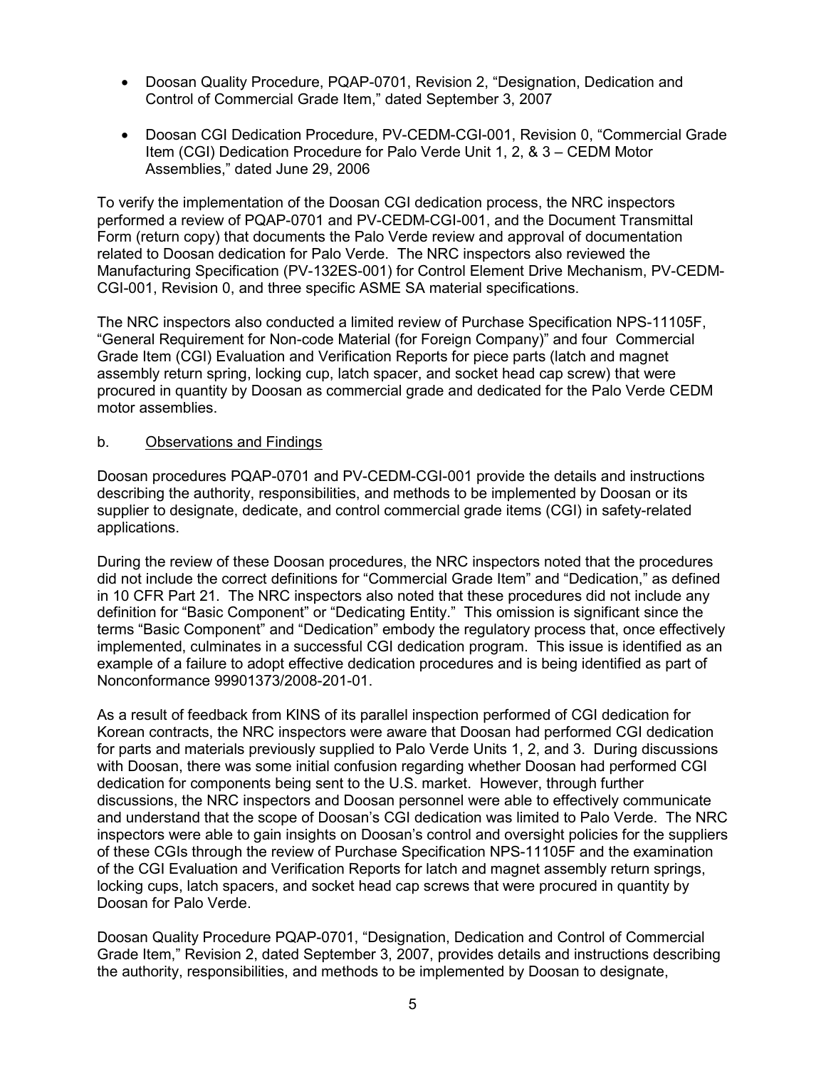- Doosan Quality Procedure, PQAP-0701, Revision 2, "Designation, Dedication and Control of Commercial Grade Item," dated September 3, 2007

- Doosan CGI Dedication Procedure, PV-CEDM-CGI-001, Revision 0, "Commercial Grade Item (CGI) Dedication Procedure for Palo Verde Unit 1, 2, & 3 – CEDM Motor Assemblies," dated June 29, 2006

To verify the implementation of the Doosan CGI dedication process, the NRC inspectors performed a review of PQAP-0701 and PV-CEDM-CGI-001, and the Document Transmittal Form (return copy) that documents the Palo Verde review and approval of documentation related to Doosan dedication for Palo Verde. The NRC inspectors also reviewed the Manufacturing Specification (PV-132ES-001) for Control Element Drive Mechanism, PV-CEDM-CGI-001, Revision 0, and three specific ASME SA material specifications.

The NRC inspectors also conducted a limited review of Purchase Specification NPS-11105F, "General Requirement for Non-code Material (for Foreign Company)" and four Commercial Grade Item (CGI) Evaluation and Verification Reports for piece parts (latch and magnet assembly return spring, locking cup, latch spacer, and socket head cap screw) that were procured in quantity by Doosan as commercial grade and dedicated for the Palo Verde CEDM motor assemblies.

b. Observations and Findings

Doosan procedures PQAP-0701 and PV-CEDM-CGI-001 provide the details and instructions describing the authority, responsibilities, and methods to be implemented by Doosan or its supplier to designate, dedicate, and control commercial grade items (CGI) in safety-related applications.

During the review of these Doosan procedures, the NRC inspectors noted that the procedures did not include the correct definitions for "Commercial Grade Item" and "Dedication," as defined in 10 CFR Part 21. The NRC inspectors also noted that these procedures did not include any definition for "Basic Component" or "Dedicating Entity." This omission is significant since the terms "Basic Component" and "Dedication" embody the regulatory process that, once effectively implemented, culminates in a successful CGI dedication program. This issue is identified as an example of a failure to adopt effective dedication procedures and is being identified as part of Nonconformance 99901373/2008-201-01.

As a result of feedback from KINS of its parallel inspection performed of CGI dedication for Korean contracts, the NRC inspectors were aware that Doosan had performed CGI dedication for parts and materials previously supplied to Palo Verde Units 1, 2, and 3. During discussions with Doosan, there was some initial confusion regarding whether Doosan had performed CGI dedication for components being sent to the U.S. market. However, through further discussions, the NRC inspectors and Doosan personnel were able to effectively communicate and understand that the scope of Doosan's CGI dedication was limited to Palo Verde. The NRC inspectors were able to gain insights on Doosan's control and oversight policies for the suppliers of these CGIs through the review of Purchase Specification NPS-11105F and the examination of the CGI Evaluation and Verification Reports for latch and magnet assembly return springs, locking cups, latch spacers, and socket head cap screws that were procured in quantity by Doosan for Palo Verde.

Doosan Quality Procedure PQAP-0701, "Designation, Dedication and Control of Commercial Grade Item," Revision 2, dated September 3, 2007, provides details and instructions describing the authority, responsibilities, and methods to be implemented by Doosan to designate,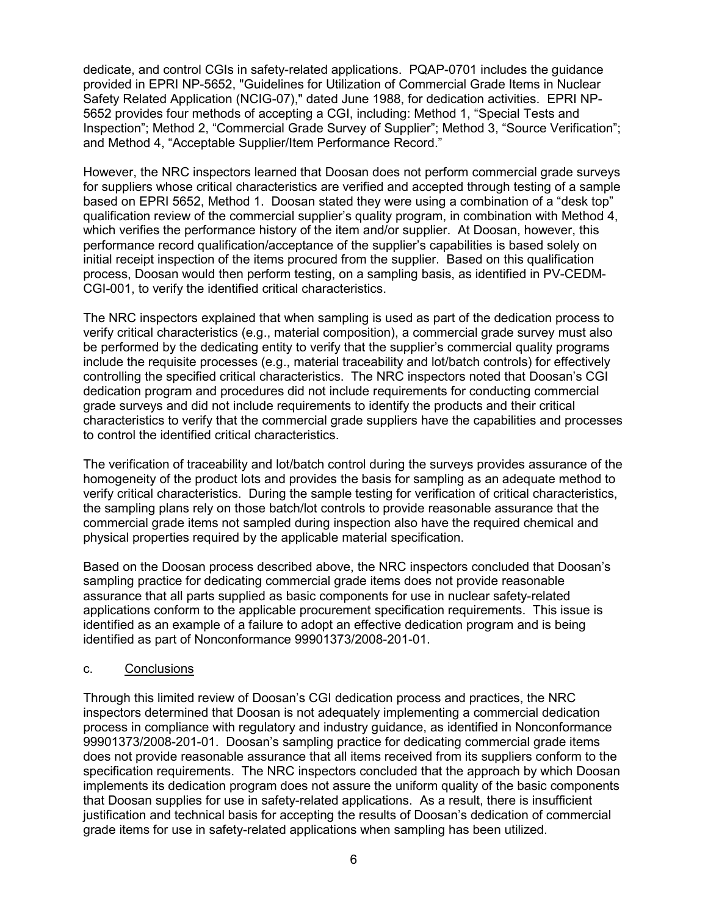dedicate, and control CGIs in safety-related applications. PQAP-0701 includes the guidance provided in EPRI NP-5652, "Guidelines for Utilization of Commercial Grade Items in Nuclear Safety Related Application (NCIG-07)," dated June 1988, for dedication activities. EPRI NP-5652 provides four methods of accepting a CGI, including: Method 1, "Special Tests and Inspection"; Method 2, "Commercial Grade Survey of Supplier"; Method 3, "Source Verification"; and Method 4, "Acceptable Supplier/Item Performance Record."

However, the NRC inspectors learned that Doosan does not perform commercial grade surveys for suppliers whose critical characteristics are verified and accepted through testing of a sample based on EPRI 5652, Method 1. Doosan stated they were using a combination of a "desk top" qualification review of the commercial supplier's quality program, in combination with Method 4, which verifies the performance history of the item and/or supplier. At Doosan, however, this performance record qualification/acceptance of the supplier's capabilities is based solely on initial receipt inspection of the items procured from the supplier. Based on this qualification process, Doosan would then perform testing, on a sampling basis, as identified in PV-CEDM-CGI-001, to verify the identified critical characteristics.

The NRC inspectors explained that when sampling is used as part of the dedication process to verify critical characteristics (e.g., material composition), a commercial grade survey must also be performed by the dedicating entity to verify that the supplier's commercial quality programs include the requisite processes (e.g., material traceability and lot/batch controls) for effectively controlling the specified critical characteristics. The NRC inspectors noted that Doosan's CGI dedication program and procedures did not include requirements for conducting commercial grade surveys and did not include requirements to identify the products and their critical characteristics to verify that the commercial grade suppliers have the capabilities and processes to control the identified critical characteristics.

The verification of traceability and lot/batch control during the surveys provides assurance of the homogeneity of the product lots and provides the basis for sampling as an adequate method to verify critical characteristics. During the sample testing for verification of critical characteristics, the sampling plans rely on those batch/lot controls to provide reasonable assurance that the commercial grade items not sampled during inspection also have the required chemical and physical properties required by the applicable material specification.

Based on the Doosan process described above, the NRC inspectors concluded that Doosan's sampling practice for dedicating commercial grade items does not provide reasonable assurance that all parts supplied as basic components for use in nuclear safety-related applications conform to the applicable procurement specification requirements. This issue is identified as an example of a failure to adopt an effective dedication program and is being identified as part of Nonconformance 99901373/2008-201-01.

c. Conclusions

Through this limited review of Doosan's CGI dedication process and practices, the NRC inspectors determined that Doosan is not adequately implementing a commercial dedication process in compliance with regulatory and industry guidance, as identified in Nonconformance 99901373/2008-201-01. Doosan's sampling practice for dedicating commercial grade items does not provide reasonable assurance that all items received from its suppliers conform to the specification requirements. The NRC inspectors concluded that the approach by which Doosan implements its dedication program does not assure the uniform quality of the basic components that Doosan supplies for use in safety-related applications. As a result, there is insufficient justification and technical basis for accepting the results of Doosan's dedication of commercial grade items for use in safety-related applications when sampling has been utilized.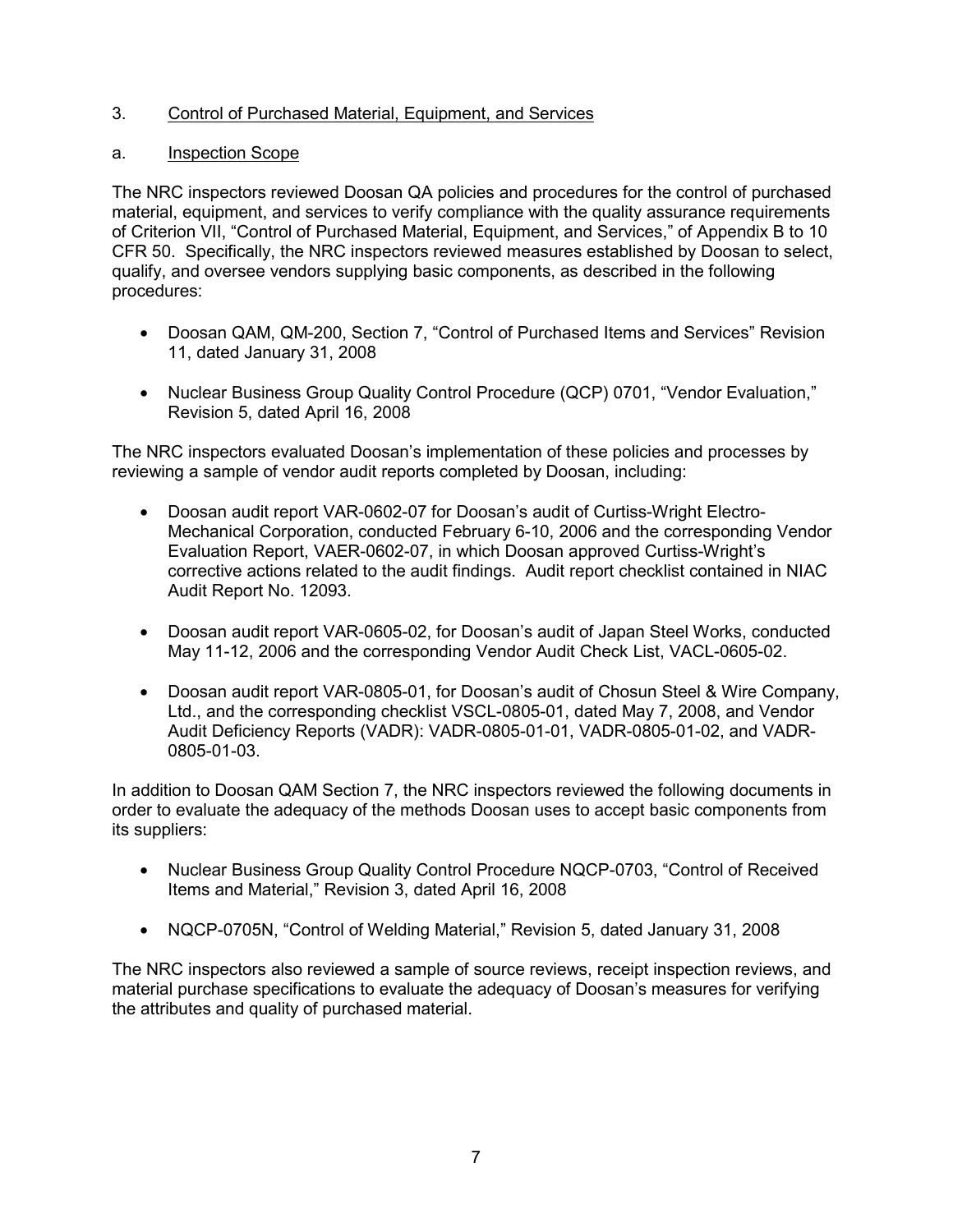3. Control of Purchased Material, Equipment, and Services

a. Inspection Scope

The NRC inspectors reviewed Doosan QA policies and procedures for the control of purchased material, equipment, and services to verify compliance with the quality assurance requirements of Criterion VII, "Control of Purchased Material, Equipment, and Services," of Appendix B to 10 CFR 50. Specifically, the NRC inspectors reviewed measures established by Doosan to select, qualify, and oversee vendors supplying basic components, as described in the following procedures:

- Doosan QAM, QM-200, Section 7, "Control of Purchased Items and Services" Revision 11, dated January 31, 2008
- Nuclear Business Group Quality Control Procedure (QCP) 0701, "Vendor Evaluation," Revision 5, dated April 16, 2008

The NRC inspectors evaluated Doosan's implementation of these policies and processes by reviewing a sample of vendor audit reports completed by Doosan, including:

- Doosan audit report VAR-0602-07 for Doosan's audit of Curtiss-Wright Electro-Mechanical Corporation, conducted February 6-10, 2006 and the corresponding Vendor Evaluation Report, VAER-0602-07, in which Doosan approved Curtiss-Wright's corrective actions related to the audit findings. Audit report checklist contained in NIAC Audit Report No. 12093.
- Doosan audit report VAR-0605-02, for Doosan's audit of Japan Steel Works, conducted May 11-12, 2006 and the corresponding Vendor Audit Check List, VACL-0605-02.
- Doosan audit report VAR-0805-01, for Doosan's audit of Chosun Steel & Wire Company, Ltd., and the corresponding checklist VSCL-0805-01, dated May 7, 2008, and Vendor Audit Deficiency Reports (VADR): VADR-0805-01-01, VADR-0805-01-02, and VADR-0805-01-03.

In addition to Doosan QAM Section 7, the NRC inspectors reviewed the following documents in order to evaluate the adequacy of the methods Doosan uses to accept basic components from its suppliers:

- Nuclear Business Group Quality Control Procedure NQCP-0703, "Control of Received Items and Material," Revision 3, dated April 16, 2008
- NQCP-0705N, "Control of Welding Material," Revision 5, dated January 31, 2008

The NRC inspectors also reviewed a sample of source reviews, receipt inspection reviews, and material purchase specifications to evaluate the adequacy of Doosan's measures for verifying the attributes and quality of purchased material.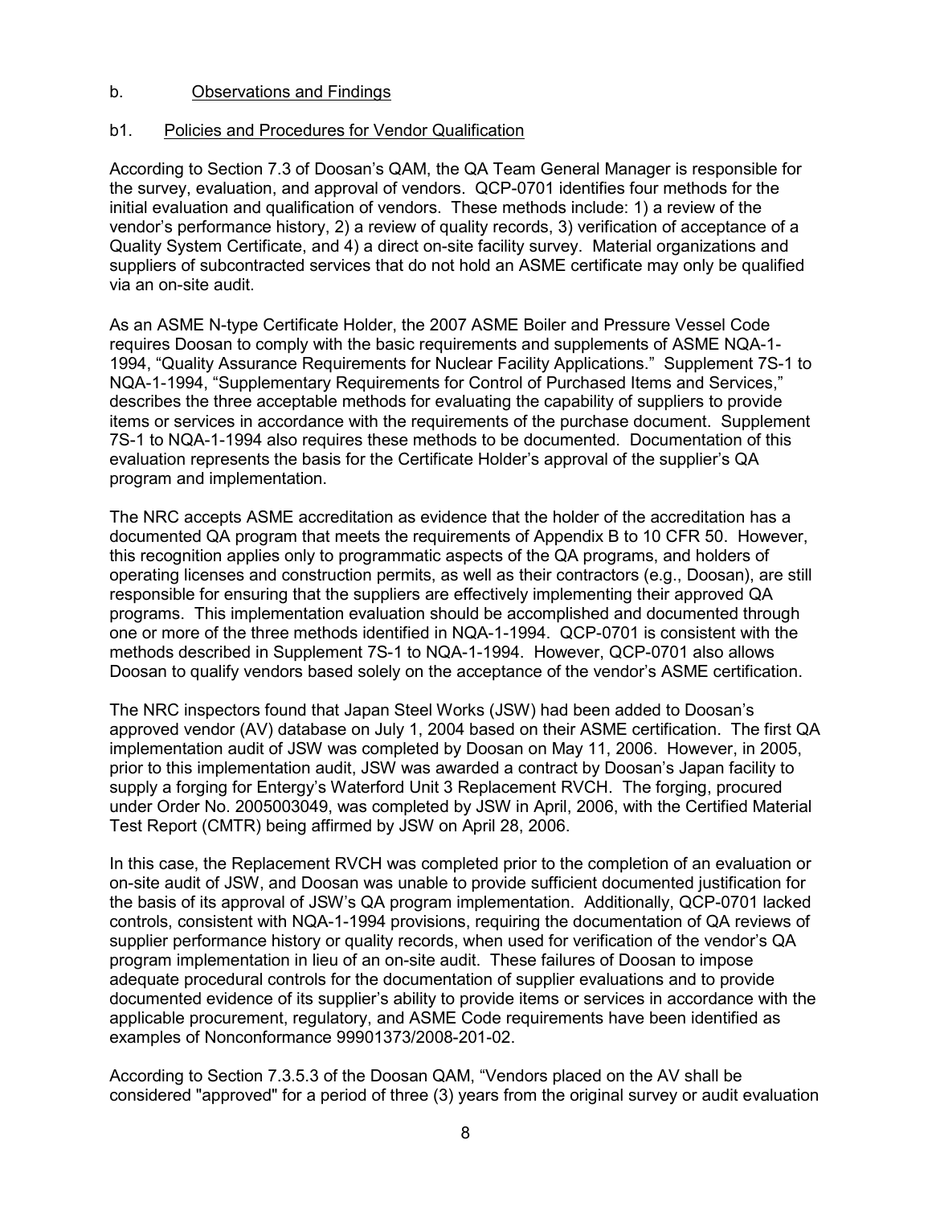## b. Observations and Findings

### b1. Policies and Procedures for Vendor Qualification

According to Section 7.3 of Doosan's QAM, the QA Team General Manager is responsible for the survey, evaluation, and approval of vendors. QCP-0701 identifies four methods for the initial evaluation and qualification of vendors. These methods include: 1) a review of the vendor's performance history, 2) a review of quality records, 3) verification of acceptance of a Quality System Certificate, and 4) a direct on-site facility survey. Material organizations and suppliers of subcontracted services that do not hold an ASME certificate may only be qualified via an on-site audit.

As an ASME N-type Certificate Holder, the 2007 ASME Boiler and Pressure Vessel Code requires Doosan to comply with the basic requirements and supplements of ASME NQA-1-1994, "Quality Assurance Requirements for Nuclear Facility Applications." Supplement 7S-1 to NQA-1-1994, "Supplementary Requirements for Control of Purchased Items and Services," describes the three acceptable methods for evaluating the capability of suppliers to provide items or services in accordance with the requirements of the purchase document. Supplement 7S-1 to NQA-1-1994 also requires these methods to be documented. Documentation of this evaluation represents the basis for the Certificate Holder's approval of the supplier's QA program and implementation.

The NRC accepts ASME accreditation as evidence that the holder of the accreditation has a documented QA program that meets the requirements of Appendix B to 10 CFR 50. However, this recognition applies only to programmatic aspects of the QA programs, and holders of operating licenses and construction permits, as well as their contractors (e.g., Doosan), are still responsible for ensuring that the suppliers are effectively implementing their approved QA programs. This implementation evaluation should be accomplished and documented through one or more of the three methods identified in NQA-1-1994. QCP-0701 is consistent with the methods described in Supplement 7S-1 to NQA-1-1994. However, QCP-0701 also allows Doosan to qualify vendors based solely on the acceptance of the vendor's ASME certification.

The NRC inspectors found that Japan Steel Works (JSW) had been added to Doosan's approved vendor (AV) database on July 1, 2004 based on their ASME certification. The first QA implementation audit of JSW was completed by Doosan on May 11, 2006. However, in 2005, prior to this implementation audit, JSW was awarded a contract by Doosan's Japan facility to supply a forging for Entergy's Waterford Unit 3 Replacement RVCH. The forging, procured under Order No. 2005003049, was completed by JSW in April, 2006, with the Certified Material Test Report (CMTR) being affirmed by JSW on April 28, 2006.

In this case, the Replacement RVCH was completed prior to the completion of an evaluation or on-site audit of JSW, and Doosan was unable to provide sufficient documented justification for the basis of its approval of JSW's QA program implementation. Additionally, QCP-0701 lacked controls, consistent with NQA-1-1994 provisions, requiring the documentation of QA reviews of supplier performance history or quality records, when used for verification of the vendor's QA program implementation in lieu of an on-site audit. These failures of Doosan to impose adequate procedural controls for the documentation of supplier evaluations and to provide documented evidence of its supplier's ability to provide items or services in accordance with the applicable procurement, regulatory, and ASME Code requirements have been identified as examples of Nonconformance 99901373/2008-201-02.

According to Section 7.3.5.3 of the Doosan QAM, "Vendors placed on the AV shall be considered "approved" for a period of three (3) years from the original survey or audit evaluation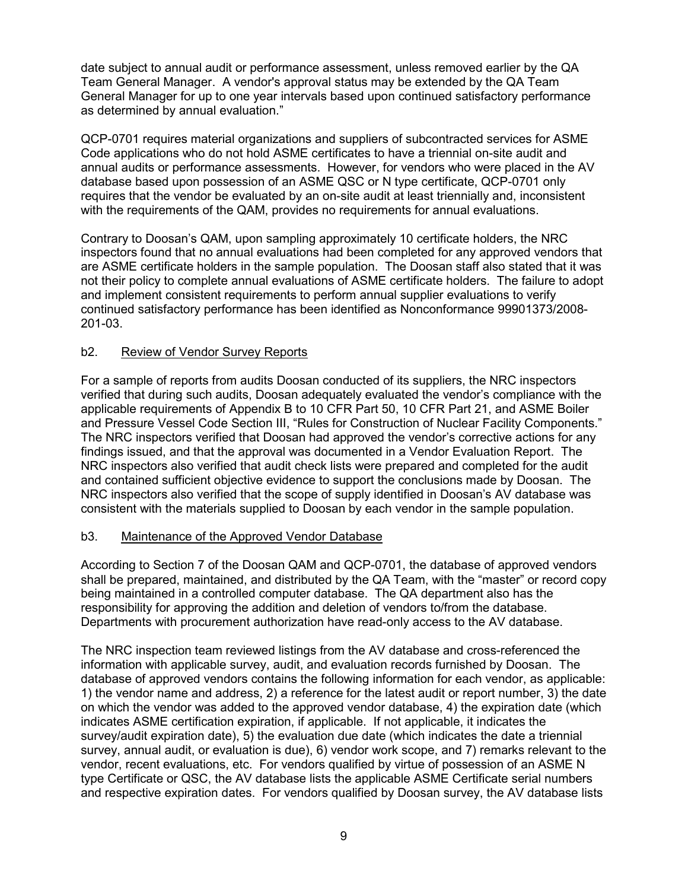date subject to annual audit or performance assessment, unless removed earlier by the QA Team General Manager. A vendor's approval status may be extended by the QA Team General Manager for up to one year intervals based upon continued satisfactory performance as determined by annual evaluation."

QCP-0701 requires material organizations and suppliers of subcontracted services for ASME Code applications who do not hold ASME certificates to have a triennial on-site audit and annual audits or performance assessments. However, for vendors who were placed in the AV database based upon possession of an ASME QSC or N type certificate, QCP-0701 only requires that the vendor be evaluated by an on-site audit at least triennially and, inconsistent with the requirements of the QAM, provides no requirements for annual evaluations.

Contrary to Doosan's QAM, upon sampling approximately 10 certificate holders, the NRC inspectors found that no annual evaluations had been completed for any approved vendors that are ASME certificate holders in the sample population. The Doosan staff also stated that it was not their policy to complete annual evaluations of ASME certificate holders. The failure to adopt and implement consistent requirements to perform annual supplier evaluations to verify continued satisfactory performance has been identified as Nonconformance 99901373/2008-201-03.

### b2. Review of Vendor Survey Reports

For a sample of reports from audits Doosan conducted of its suppliers, the NRC inspectors verified that during such audits, Doosan adequately evaluated the vendor's compliance with the applicable requirements of Appendix B to 10 CFR Part 50, 10 CFR Part 21, and ASME Boiler and Pressure Vessel Code Section III, "Rules for Construction of Nuclear Facility Components." The NRC inspectors verified that Doosan had approved the vendor's corrective actions for any findings issued, and that the approval was documented in a Vendor Evaluation Report. The NRC inspectors also verified that audit check lists were prepared and completed for the audit and contained sufficient objective evidence to support the conclusions made by Doosan. The NRC inspectors also verified that the scope of supply identified in Doosan's AV database was consistent with the materials supplied to Doosan by each vendor in the sample population.

### b3. Maintenance of the Approved Vendor Database

According to Section 7 of the Doosan QAM and QCP-0701, the database of approved vendors shall be prepared, maintained, and distributed by the QA Team, with the "master" or record copy being maintained in a controlled computer database. The QA department also has the responsibility for approving the addition and deletion of vendors to/from the database. Departments with procurement authorization have read-only access to the AV database.

The NRC inspection team reviewed listings from the AV database and cross-referenced the information with applicable survey, audit, and evaluation records furnished by Doosan. The database of approved vendors contains the following information for each vendor, as applicable: 1) the vendor name and address, 2) a reference for the latest audit or report number, 3) the date on which the vendor was added to the approved vendor database, 4) the expiration date (which indicates ASME certification expiration, if applicable. If not applicable, it indicates the survey/audit expiration date), 5) the evaluation due date (which indicates the date a triennial survey, annual audit, or evaluation is due), 6) vendor work scope, and 7) remarks relevant to the vendor, recent evaluations, etc. For vendors qualified by virtue of possession of an ASME N type Certificate or QSC, the AV database lists the applicable ASME Certificate serial numbers and respective expiration dates. For vendors qualified by Doosan survey, the AV database lists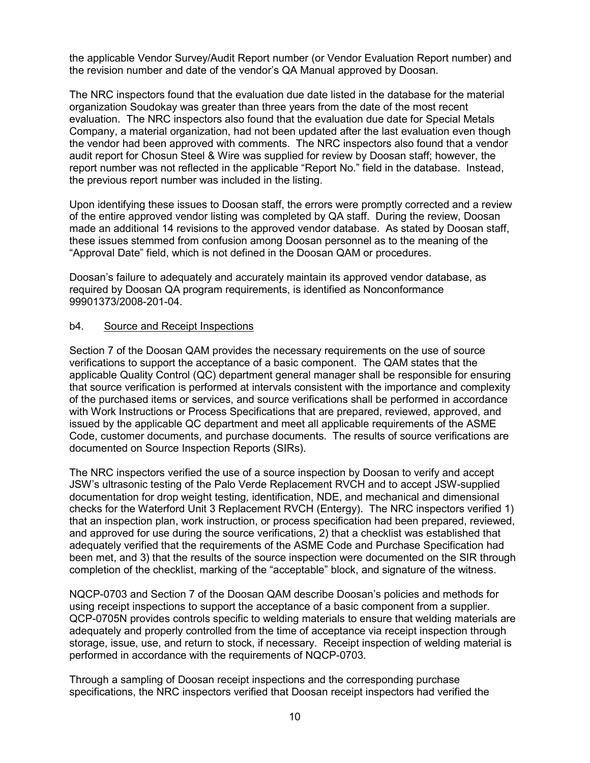the applicable Vendor Survey/Audit Report number (or Vendor Evaluation Report number) and the revision number and date of the vendor's QA Manual approved by Doosan.

The NRC inspectors found that the evaluation due date listed in the database for the material organization Soudokay was greater than three years from the date of the most recent evaluation. The NRC inspectors also found that the evaluation due date for Special Metals Company, a material organization, had not been updated after the last evaluation even though the vendor had been approved with comments. The NRC inspectors also found that a vendor audit report for Chosun Steel & Wire was supplied for review by Doosan staff; however, the report number was not reflected in the applicable "Report No." field in the database. Instead, the previous report number was included in the listing.

Upon identifying these issues to Doosan staff, the errors were promptly corrected and a review of the entire approved vendor listing was completed by QA staff. During the review, Doosan made an additional 14 revisions to the approved vendor database. As stated by Doosan staff, these issues stemmed from confusion among Doosan personnel as to the meaning of the "Approval Date" field, which is not defined in the Doosan QAM or procedures.

Doosan's failure to adequately and accurately maintain its approved vendor database, as required by Doosan QA program requirements, is identified as Nonconformance 99901373/2008-201-04.

b4. Source and Receipt Inspections

Section 7 of the Doosan QAM provides the necessary requirements on the use of source verifications to support the acceptance of a basic component. The QAM states that the applicable Quality Control (QC) department general manager shall be responsible for ensuring that source verification is performed at intervals consistent with the importance and complexity of the purchased items or services, and source verifications shall be performed in accordance with Work Instructions or Process Specifications that are prepared, reviewed, approved, and issued by the applicable QC department and meet all applicable requirements of the ASME Code, customer documents, and purchase documents. The results of source verifications are documented on Source Inspection Reports (SIRs).

The NRC inspectors verified the use of a source inspection by Doosan to verify and accept JSW's ultrasonic testing of the Palo Verde Replacement RVCH and to accept JSW-supplied documentation for drop weight testing, identification, NDE, and mechanical and dimensional checks for the Waterford Unit 3 Replacement RVCH (Entergy). The NRC inspectors verified 1) that an inspection plan, work instruction, or process specification had been prepared, reviewed, and approved for use during the source verifications, 2) that a checklist was established that adequately verified that the requirements of the ASME Code and Purchase Specification had been met, and 3) that the results of the source inspection were documented on the SIR through completion of the checklist, marking of the "acceptable" block, and signature of the witness.

NQCP-0703 and Section 7 of the Doosan QAM describe Doosan's policies and methods for using receipt inspections to support the acceptance of a basic component from a supplier. QCP-0705N provides controls specific to welding materials to ensure that welding materials are adequately and properly controlled from the time of acceptance via receipt inspection through storage, issue, use, and return to stock, if necessary. Receipt inspection of welding material is performed in accordance with the requirements of NQCP-0703.

Through a sampling of Doosan receipt inspections and the corresponding purchase specifications, the NRC inspectors verified that Doosan receipt inspectors had verified the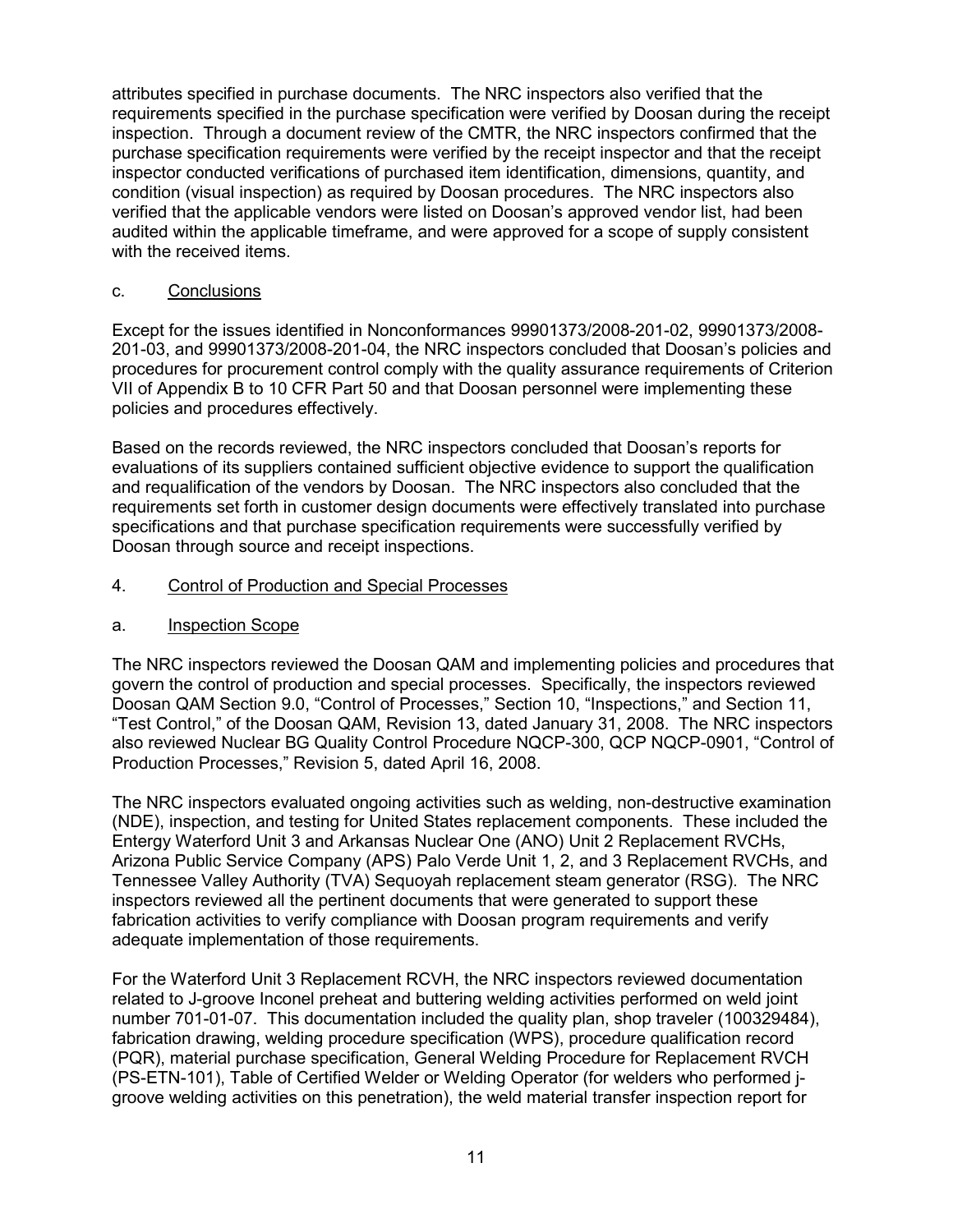attributes specified in purchase documents. The NRC inspectors also verified that the requirements specified in the purchase specification were verified by Doosan during the receipt inspection. Through a document review of the CMTR, the NRC inspectors confirmed that the purchase specification requirements were verified by the receipt inspector and that the receipt inspector conducted verifications of purchased item identification, dimensions, quantity, and condition (visual inspection) as required by Doosan procedures. The NRC inspectors also verified that the applicable vendors were listed on Doosan's approved vendor list, had been audited within the applicable timeframe, and were approved for a scope of supply consistent with the received items.

c. Conclusions

Except for the issues identified in Nonconformances 99901373/2008-201-02, 99901373/2008-201-03, and 99901373/2008-201-04, the NRC inspectors concluded that Doosan's policies and procedures for procurement control comply with the quality assurance requirements of Criterion VII of Appendix B to 10 CFR Part 50 and that Doosan personnel were implementing these policies and procedures effectively.

Based on the records reviewed, the NRC inspectors concluded that Doosan's reports for evaluations of its suppliers contained sufficient objective evidence to support the qualification and requalification of the vendors by Doosan. The NRC inspectors also concluded that the requirements set forth in customer design documents were effectively translated into purchase specifications and that purchase specification requirements were successfully verified by Doosan through source and receipt inspections.

## 4. Control of Production and Special Processes

a. Inspection Scope

The NRC inspectors reviewed the Doosan QAM and implementing policies and procedures that govern the control of production and special processes. Specifically, the inspectors reviewed Doosan QAM Section 9.0, "Control of Processes," Section 10, "Inspections," and Section 11, "Test Control," of the Doosan QAM, Revision 13, dated January 31, 2008. The NRC inspectors also reviewed Nuclear BG Quality Control Procedure NQCP-300, QCP NQCP-0901, "Control of Production Processes," Revision 5, dated April 16, 2008.

The NRC inspectors evaluated ongoing activities such as welding, non-destructive examination (NDE), inspection, and testing for United States replacement components. These included the Entergy Waterford Unit 3 and Arkansas Nuclear One (ANO) Unit 2 Replacement RVCHs, Arizona Public Service Company (APS) Palo Verde Unit 1, 2, and 3 Replacement RVCHs, and Tennessee Valley Authority (TVA) Sequoyah replacement steam generator (RSG). The NRC inspectors reviewed all the pertinent documents that were generated to support these fabrication activities to verify compliance with Doosan program requirements and verify adequate implementation of those requirements.

For the Waterford Unit 3 Replacement RCVH, the NRC inspectors reviewed documentation related to J-groove Inconel preheat and buttering welding activities performed on weld joint number 701-01-07. This documentation included the quality plan, shop traveler (100329484), fabrication drawing, welding procedure specification (WPS), procedure qualification record (PQR), material purchase specification, General Welding Procedure for Replacement RVCH (PS-ETN-101), Table of Certified Welder or Welding Operator (for welders who performed j-groove welding activities on this penetration), the weld material transfer inspection report for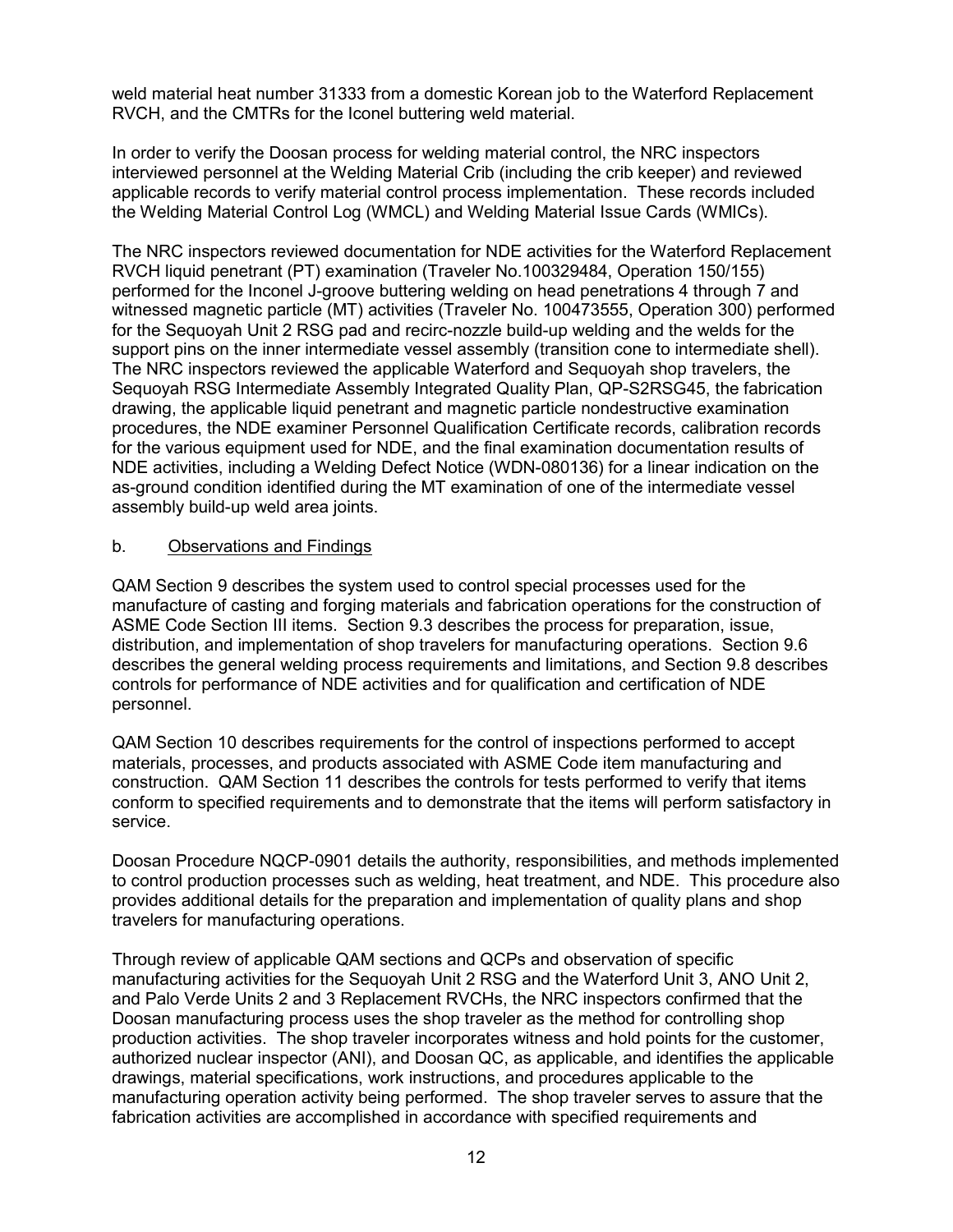weld material heat number 31333 from a domestic Korean job to the Waterford Replacement RVCH, and the CMTRs for the Iconel buttering weld material.

In order to verify the Doosan process for welding material control, the NRC inspectors interviewed personnel at the Welding Material Crib (including the crib keeper) and reviewed applicable records to verify material control process implementation. These records included the Welding Material Control Log (WMCL) and Welding Material Issue Cards (WMICs).

The NRC inspectors reviewed documentation for NDE activities for the Waterford Replacement RVCH liquid penetrant (PT) examination (Traveler No.100329484, Operation 150/155) performed for the Inconel J-groove buttering welding on head penetrations 4 through 7 and witnessed magnetic particle (MT) activities (Traveler No. 100473555, Operation 300) performed for the Sequoyah Unit 2 RSG pad and recirc-nozzle build-up welding and the welds for the support pins on the inner intermediate vessel assembly (transition cone to intermediate shell). The NRC inspectors reviewed the applicable Waterford and Sequoyah shop travelers, the Sequoyah RSG Intermediate Assembly Integrated Quality Plan, QP-S2RSG45, the fabrication drawing, the applicable liquid penetrant and magnetic particle nondestructive examination procedures, the NDE examiner Personnel Qualification Certificate records, calibration records for the various equipment used for NDE, and the final examination documentation results of NDE activities, including a Welding Defect Notice (WDN-080136) for a linear indication on the as-ground condition identified during the MT examination of one of the intermediate vessel assembly build-up weld area joints.

b. Observations and Findings

QAM Section 9 describes the system used to control special processes used for the manufacture of casting and forging materials and fabrication operations for the construction of ASME Code Section III items. Section 9.3 describes the process for preparation, issue, distribution, and implementation of shop travelers for manufacturing operations. Section 9.6 describes the general welding process requirements and limitations, and Section 9.8 describes controls for performance of NDE activities and for qualification and certification of NDE personnel.

QAM Section 10 describes requirements for the control of inspections performed to accept materials, processes, and products associated with ASME Code item manufacturing and construction. QAM Section 11 describes the controls for tests performed to verify that items conform to specified requirements and to demonstrate that the items will perform satisfactory in service.

Doosan Procedure NQCP-0901 details the authority, responsibilities, and methods implemented to control production processes such as welding, heat treatment, and NDE. This procedure also provides additional details for the preparation and implementation of quality plans and shop travelers for manufacturing operations.

Through review of applicable QAM sections and QCPs and observation of specific manufacturing activities for the Sequoyah Unit 2 RSG and the Waterford Unit 3, ANO Unit 2, and Palo Verde Units 2 and 3 Replacement RVCHs, the NRC inspectors confirmed that the Doosan manufacturing process uses the shop traveler as the method for controlling shop production activities. The shop traveler incorporates witness and hold points for the customer, authorized nuclear inspector (ANI), and Doosan QC, as applicable, and identifies the applicable drawings, material specifications, work instructions, and procedures applicable to the manufacturing operation activity being performed. The shop traveler serves to assure that the fabrication activities are accomplished in accordance with specified requirements and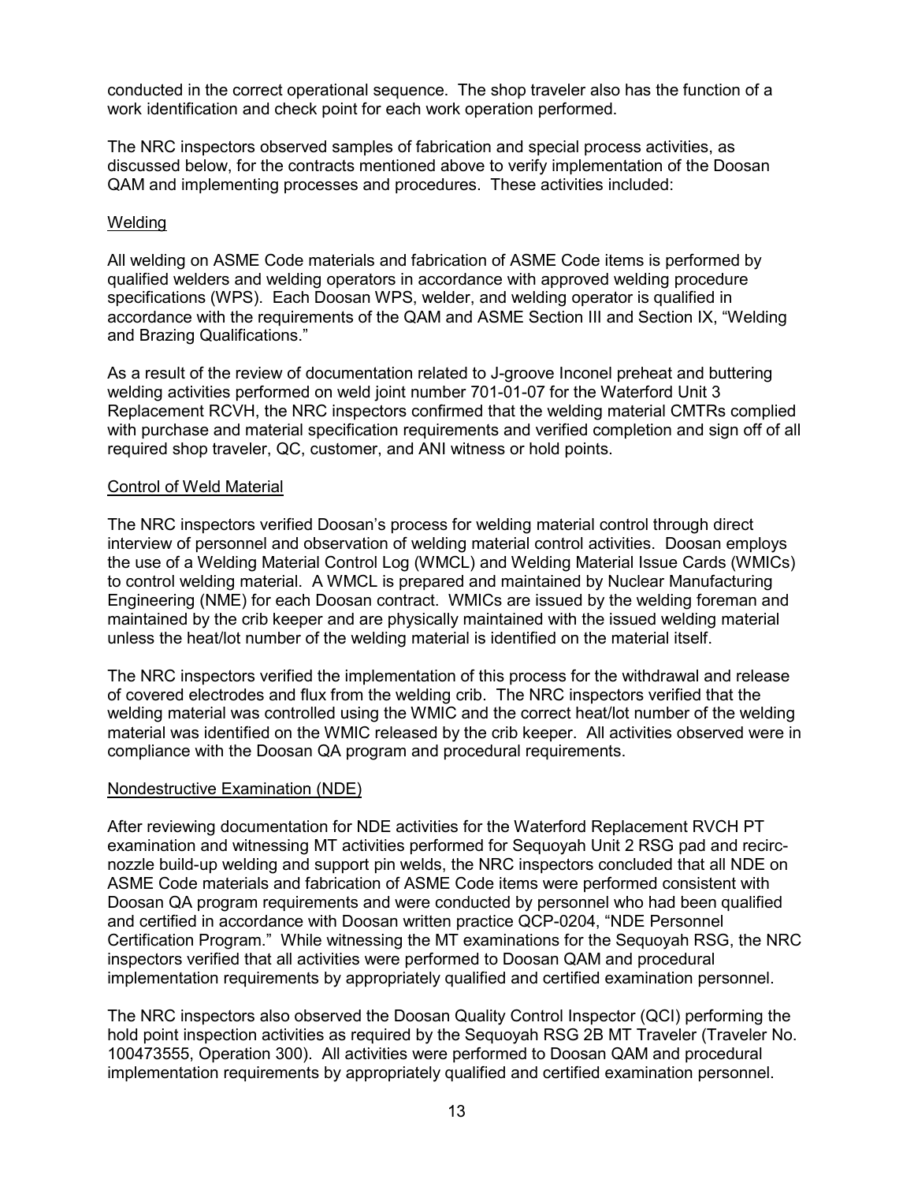conducted in the correct operational sequence. The shop traveler also has the function of a work identification and check point for each work operation performed.

The NRC inspectors observed samples of fabrication and special process activities, as discussed below, for the contracts mentioned above to verify implementation of the Doosan QAM and implementing processes and procedures. These activities included:

### Welding

All welding on ASME Code materials and fabrication of ASME Code items is performed by qualified welders and welding operators in accordance with approved welding procedure specifications (WPS). Each Doosan WPS, welder, and welding operator is qualified in accordance with the requirements of the QAM and ASME Section III and Section IX, "Welding and Brazing Qualifications."

As a result of the review of documentation related to J-groove Inconel preheat and buttering welding activities performed on weld joint number 701-01-07 for the Waterford Unit 3 Replacement RCVH, the NRC inspectors confirmed that the welding material CMTRs complied with purchase and material specification requirements and verified completion and sign off of all required shop traveler, QC, customer, and ANI witness or hold points.

### Control of Weld Material

The NRC inspectors verified Doosan's process for welding material control through direct interview of personnel and observation of welding material control activities. Doosan employs the use of a Welding Material Control Log (WMCL) and Welding Material Issue Cards (WMICs) to control welding material. A WMCL is prepared and maintained by Nuclear Manufacturing Engineering (NME) for each Doosan contract. WMICs are issued by the welding foreman and maintained by the crib keeper and are physically maintained with the issued welding material unless the heat/lot number of the welding material is identified on the material itself.

The NRC inspectors verified the implementation of this process for the withdrawal and release of covered electrodes and flux from the welding crib. The NRC inspectors verified that the welding material was controlled using the WMIC and the correct heat/lot number of the welding material was identified on the WMIC released by the crib keeper. All activities observed were in compliance with the Doosan QA program and procedural requirements.

### Nondestructive Examination (NDE)

After reviewing documentation for NDE activities for the Waterford Replacement RVCH PT examination and witnessing MT activities performed for Sequoyah Unit 2 RSG pad and recirc-nozzle build-up welding and support pin welds, the NRC inspectors concluded that all NDE on ASME Code materials and fabrication of ASME Code items were performed consistent with Doosan QA program requirements and were conducted by personnel who had been qualified and certified in accordance with Doosan written practice QCP-0204, "NDE Personnel Certification Program." While witnessing the MT examinations for the Sequoyah RSG, the NRC inspectors verified that all activities were performed to Doosan QAM and procedural implementation requirements by appropriately qualified and certified examination personnel.

The NRC inspectors also observed the Doosan Quality Control Inspector (QCI) performing the hold point inspection activities as required by the Sequoyah RSG 2B MT Traveler (Traveler No. 100473555, Operation 300). All activities were performed to Doosan QAM and procedural implementation requirements by appropriately qualified and certified examination personnel.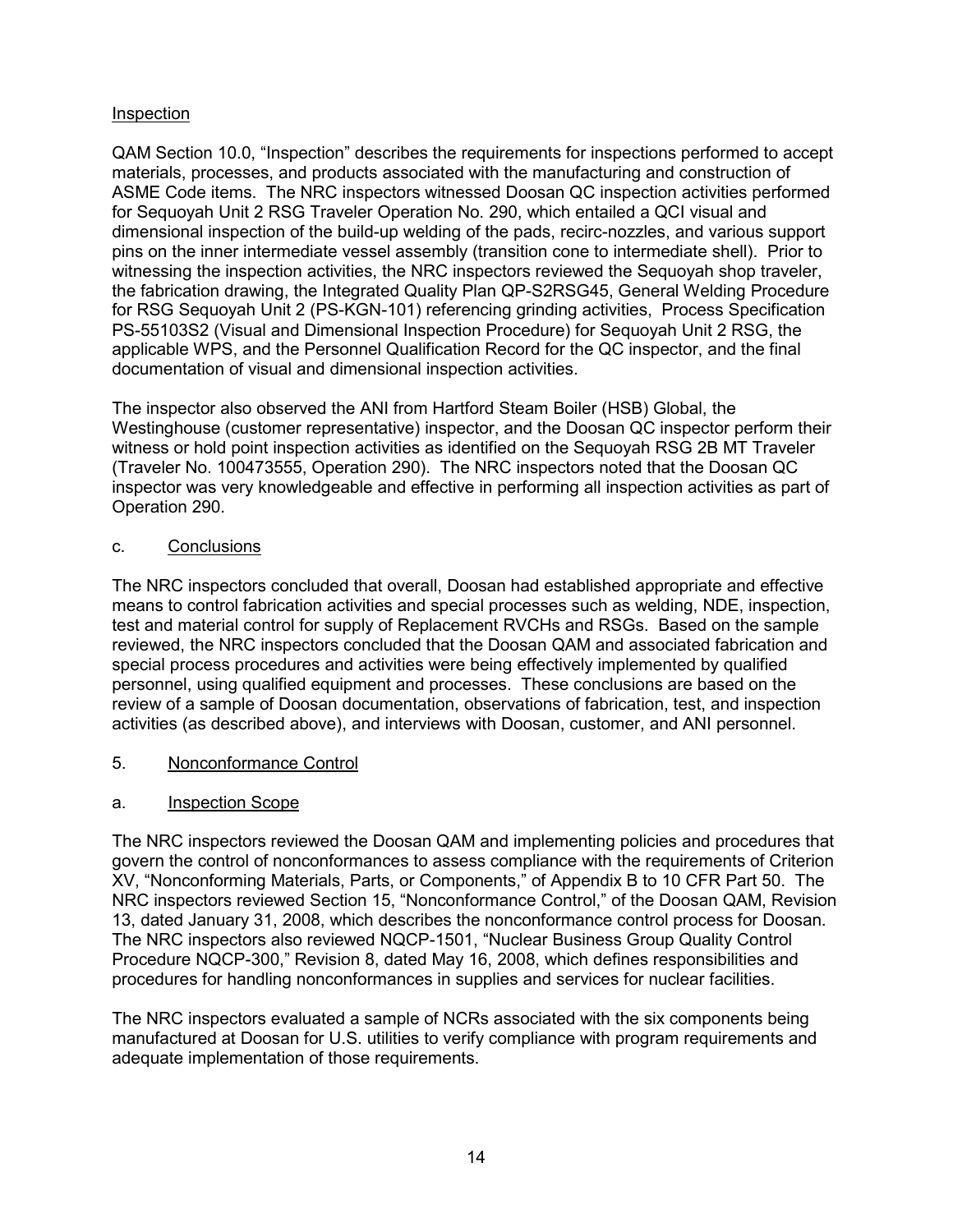Inspection

QAM Section 10.0, "Inspection" describes the requirements for inspections performed to accept materials, processes, and products associated with the manufacturing and construction of ASME Code items. The NRC inspectors witnessed Doosan QC inspection activities performed for Sequoyah Unit 2 RSG Traveler Operation No. 290, which entailed a QCI visual and dimensional inspection of the build-up welding of the pads, recirc-nozzles, and various support pins on the inner intermediate vessel assembly (transition cone to intermediate shell). Prior to witnessing the inspection activities, the NRC inspectors reviewed the Sequoyah shop traveler, the fabrication drawing, the Integrated Quality Plan QP-S2RSG45, General Welding Procedure for RSG Sequoyah Unit 2 (PS-KGN-101) referencing grinding activities, Process Specification PS-55103S2 (Visual and Dimensional Inspection Procedure) for Sequoyah Unit 2 RSG, the applicable WPS, and the Personnel Qualification Record for the QC inspector, and the final documentation of visual and dimensional inspection activities.

The inspector also observed the ANI from Hartford Steam Boiler (HSB) Global, the Westinghouse (customer representative) inspector, and the Doosan QC inspector perform their witness or hold point inspection activities as identified on the Sequoyah RSG 2B MT Traveler (Traveler No. 100473555, Operation 290). The NRC inspectors noted that the Doosan QC inspector was very knowledgeable and effective in performing all inspection activities as part of Operation 290.

c. Conclusions

The NRC inspectors concluded that overall, Doosan had established appropriate and effective means to control fabrication activities and special processes such as welding, NDE, inspection, test and material control for supply of Replacement RVCHs and RSGs. Based on the sample reviewed, the NRC inspectors concluded that the Doosan QAM and associated fabrication and special process procedures and activities were being effectively implemented by qualified personnel, using qualified equipment and processes. These conclusions are based on the review of a sample of Doosan documentation, observations of fabrication, test, and inspection activities (as described above), and interviews with Doosan, customer, and ANI personnel.

## 5. Nonconformance Control

a. Inspection Scope

The NRC inspectors reviewed the Doosan QAM and implementing policies and procedures that govern the control of nonconformances to assess compliance with the requirements of Criterion XV, "Nonconforming Materials, Parts, or Components," of Appendix B to 10 CFR Part 50. The NRC inspectors reviewed Section 15, "Nonconformance Control," of the Doosan QAM, Revision 13, dated January 31, 2008, which describes the nonconformance control process for Doosan. The NRC inspectors also reviewed NQCP-1501, "Nuclear Business Group Quality Control Procedure NQCP-300," Revision 8, dated May 16, 2008, which defines responsibilities and procedures for handling nonconformances in supplies and services for nuclear facilities.

The NRC inspectors evaluated a sample of NCRs associated with the six components being manufactured at Doosan for U.S. utilities to verify compliance with program requirements and adequate implementation of those requirements.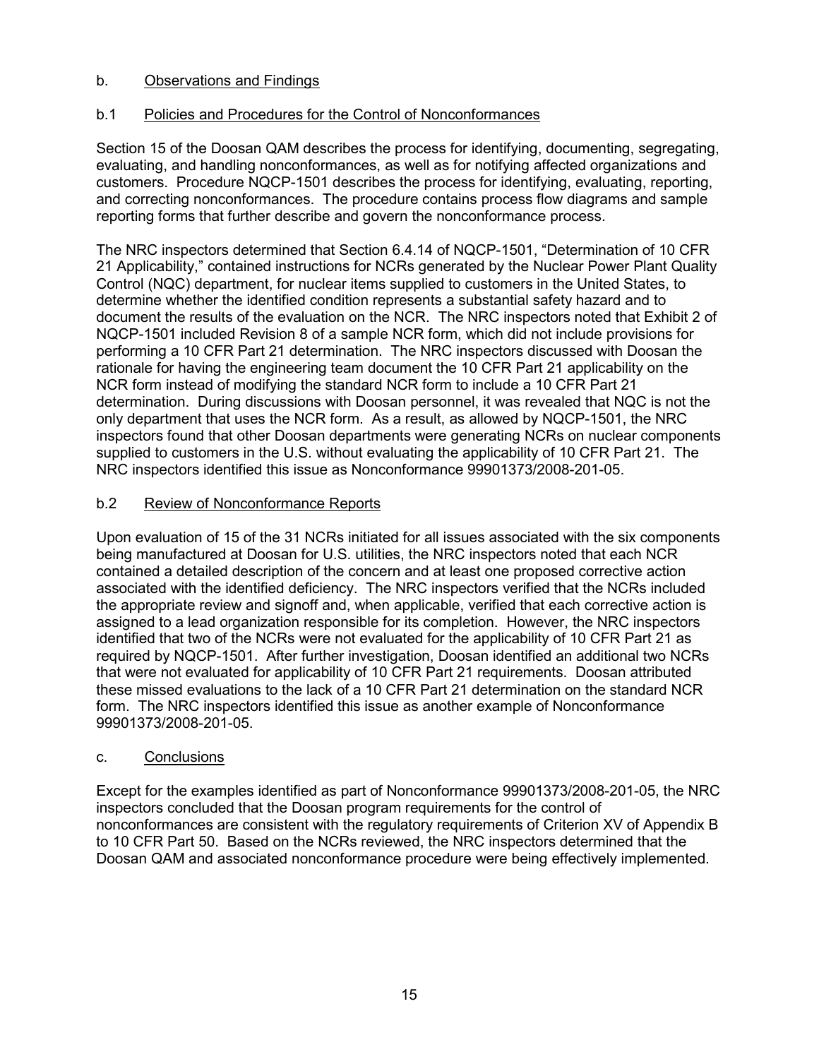## b. Observations and Findings

### b.1 Policies and Procedures for the Control of Nonconformances

Section 15 of the Doosan QAM describes the process for identifying, documenting, segregating, evaluating, and handling nonconformances, as well as for notifying affected organizations and customers. Procedure NQCP-1501 describes the process for identifying, evaluating, reporting, and correcting nonconformances. The procedure contains process flow diagrams and sample reporting forms that further describe and govern the nonconformance process.

The NRC inspectors determined that Section 6.4.14 of NQCP-1501, "Determination of 10 CFR 21 Applicability," contained instructions for NCRs generated by the Nuclear Power Plant Quality Control (NQC) department, for nuclear items supplied to customers in the United States, to determine whether the identified condition represents a substantial safety hazard and to document the results of the evaluation on the NCR. The NRC inspectors noted that Exhibit 2 of NQCP-1501 included Revision 8 of a sample NCR form, which did not include provisions for performing a 10 CFR Part 21 determination. The NRC inspectors discussed with Doosan the rationale for having the engineering team document the 10 CFR Part 21 applicability on the NCR form instead of modifying the standard NCR form to include a 10 CFR Part 21 determination. During discussions with Doosan personnel, it was revealed that NQC is not the only department that uses the NCR form. As a result, as allowed by NQCP-1501, the NRC inspectors found that other Doosan departments were generating NCRs on nuclear components supplied to customers in the U.S. without evaluating the applicability of 10 CFR Part 21. The NRC inspectors identified this issue as Nonconformance 99901373/2008-201-05.

### b.2 Review of Nonconformance Reports

Upon evaluation of 15 of the 31 NCRs initiated for all issues associated with the six components being manufactured at Doosan for U.S. utilities, the NRC inspectors noted that each NCR contained a detailed description of the concern and at least one proposed corrective action associated with the identified deficiency. The NRC inspectors verified that the NCRs included the appropriate review and signoff and, when applicable, verified that each corrective action is assigned to a lead organization responsible for its completion. However, the NRC inspectors identified that two of the NCRs were not evaluated for the applicability of 10 CFR Part 21 as required by NQCP-1501. After further investigation, Doosan identified an additional two NCRs that were not evaluated for applicability of 10 CFR Part 21 requirements. Doosan attributed these missed evaluations to the lack of a 10 CFR Part 21 determination on the standard NCR form. The NRC inspectors identified this issue as another example of Nonconformance 99901373/2008-201-05.

## c. Conclusions

Except for the examples identified as part of Nonconformance 99901373/2008-201-05, the NRC inspectors concluded that the Doosan program requirements for the control of nonconformances are consistent with the regulatory requirements of Criterion XV of Appendix B to 10 CFR Part 50. Based on the NCRs reviewed, the NRC inspectors determined that the Doosan QAM and associated nonconformance procedure were being effectively implemented.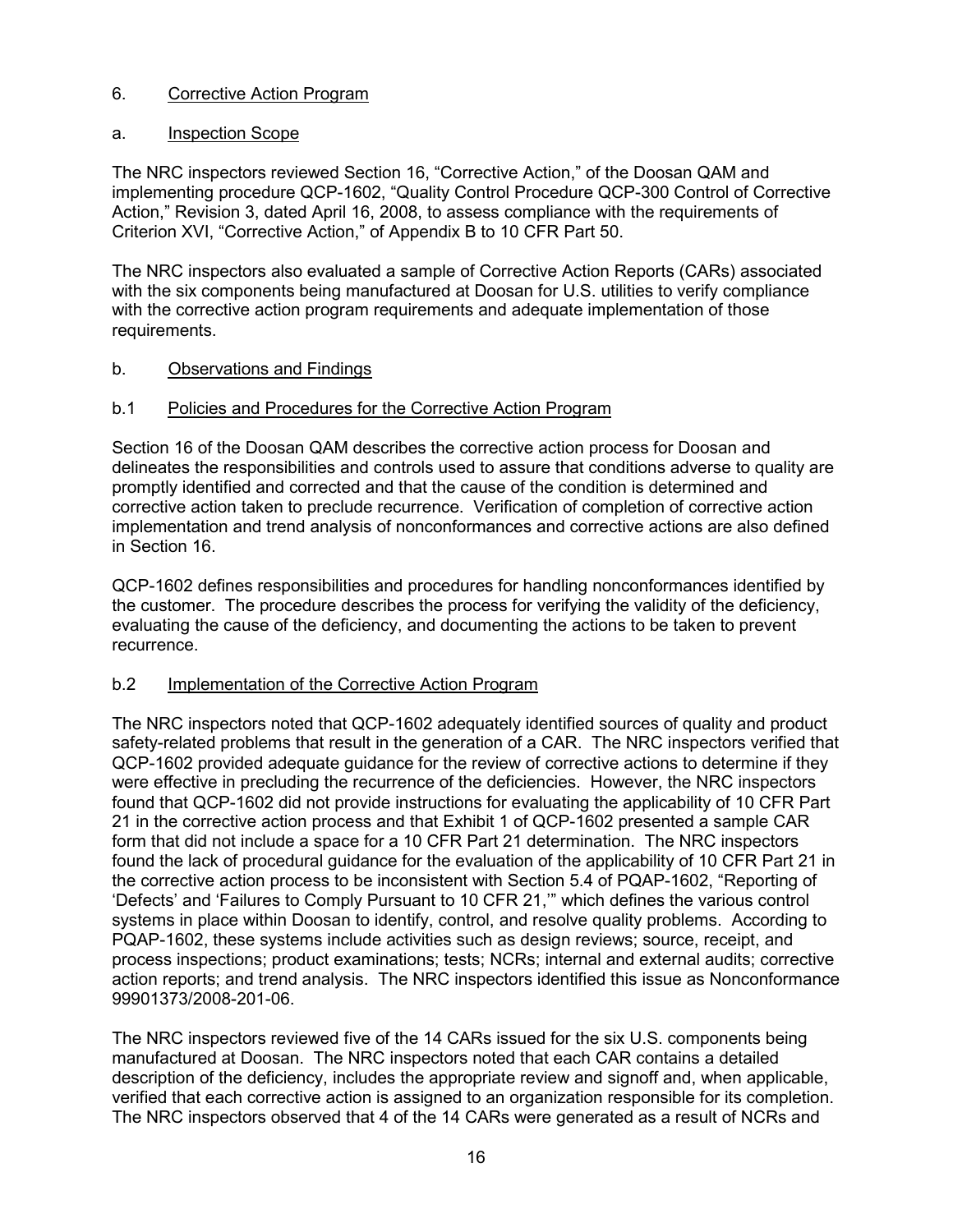## 6. Corrective Action Program

### a. Inspection Scope

The NRC inspectors reviewed Section 16, "Corrective Action," of the Doosan QAM and implementing procedure QCP-1602, "Quality Control Procedure QCP-300 Control of Corrective Action," Revision 3, dated April 16, 2008, to assess compliance with the requirements of Criterion XVI, "Corrective Action," of Appendix B to 10 CFR Part 50.

The NRC inspectors also evaluated a sample of Corrective Action Reports (CARs) associated with the six components being manufactured at Doosan for U.S. utilities to verify compliance with the corrective action program requirements and adequate implementation of those requirements.

### b. Observations and Findings

#### b.1 Policies and Procedures for the Corrective Action Program

Section 16 of the Doosan QAM describes the corrective action process for Doosan and delineates the responsibilities and controls used to assure that conditions adverse to quality are promptly identified and corrected and that the cause of the condition is determined and corrective action taken to preclude recurrence. Verification of completion of corrective action implementation and trend analysis of nonconformances and corrective actions are also defined in Section 16.

QCP-1602 defines responsibilities and procedures for handling nonconformances identified by the customer. The procedure describes the process for verifying the validity of the deficiency, evaluating the cause of the deficiency, and documenting the actions to be taken to prevent recurrence.

#### b.2 Implementation of the Corrective Action Program

The NRC inspectors noted that QCP-1602 adequately identified sources of quality and product safety-related problems that result in the generation of a CAR. The NRC inspectors verified that QCP-1602 provided adequate guidance for the review of corrective actions to determine if they were effective in precluding the recurrence of the deficiencies. However, the NRC inspectors found that QCP-1602 did not provide instructions for evaluating the applicability of 10 CFR Part 21 in the corrective action process and that Exhibit 1 of QCP-1602 presented a sample CAR form that did not include a space for a 10 CFR Part 21 determination. The NRC inspectors found the lack of procedural guidance for the evaluation of the applicability of 10 CFR Part 21 in the corrective action process to be inconsistent with Section 5.4 of PQAP-1602, "Reporting of 'Defects' and 'Failures to Comply Pursuant to 10 CFR 21,'" which defines the various control systems in place within Doosan to identify, control, and resolve quality problems. According to PQAP-1602, these systems include activities such as design reviews; source, receipt, and process inspections; product examinations; tests; NCRs; internal and external audits; corrective action reports; and trend analysis. The NRC inspectors identified this issue as Nonconformance 99901373/2008-201-06.

The NRC inspectors reviewed five of the 14 CARs issued for the six U.S. components being manufactured at Doosan. The NRC inspectors noted that each CAR contains a detailed description of the deficiency, includes the appropriate review and signoff and, when applicable, verified that each corrective action is assigned to an organization responsible for its completion. The NRC inspectors observed that 4 of the 14 CARs were generated as a result of NCRs and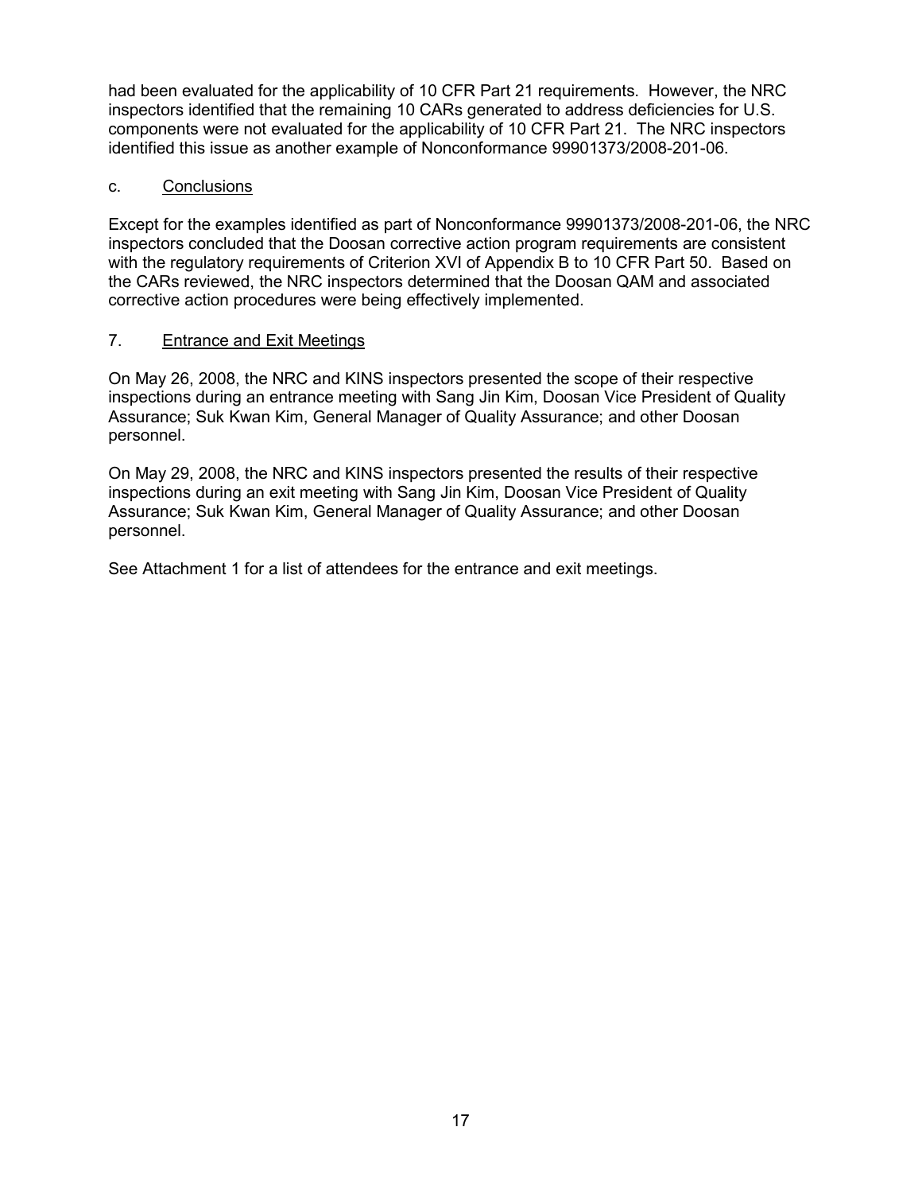had been evaluated for the applicability of 10 CFR Part 21 requirements. However, the NRC inspectors identified that the remaining 10 CARs generated to address deficiencies for U.S. components were not evaluated for the applicability of 10 CFR Part 21. The NRC inspectors identified this issue as another example of Nonconformance 99901373/2008-201-06.

c. Conclusions

Except for the examples identified as part of Nonconformance 99901373/2008-201-06, the NRC inspectors concluded that the Doosan corrective action program requirements are consistent with the regulatory requirements of Criterion XVI of Appendix B to 10 CFR Part 50. Based on the CARs reviewed, the NRC inspectors determined that the Doosan QAM and associated corrective action procedures were being effectively implemented.

## 7. Entrance and Exit Meetings

On May 26, 2008, the NRC and KINS inspectors presented the scope of their respective inspections during an entrance meeting with Sang Jin Kim, Doosan Vice President of Quality Assurance; Suk Kwan Kim, General Manager of Quality Assurance; and other Doosan personnel.

On May 29, 2008, the NRC and KINS inspectors presented the results of their respective inspections during an exit meeting with Sang Jin Kim, Doosan Vice President of Quality Assurance; Suk Kwan Kim, General Manager of Quality Assurance; and other Doosan personnel.

See Attachment 1 for a list of attendees for the entrance and exit meetings.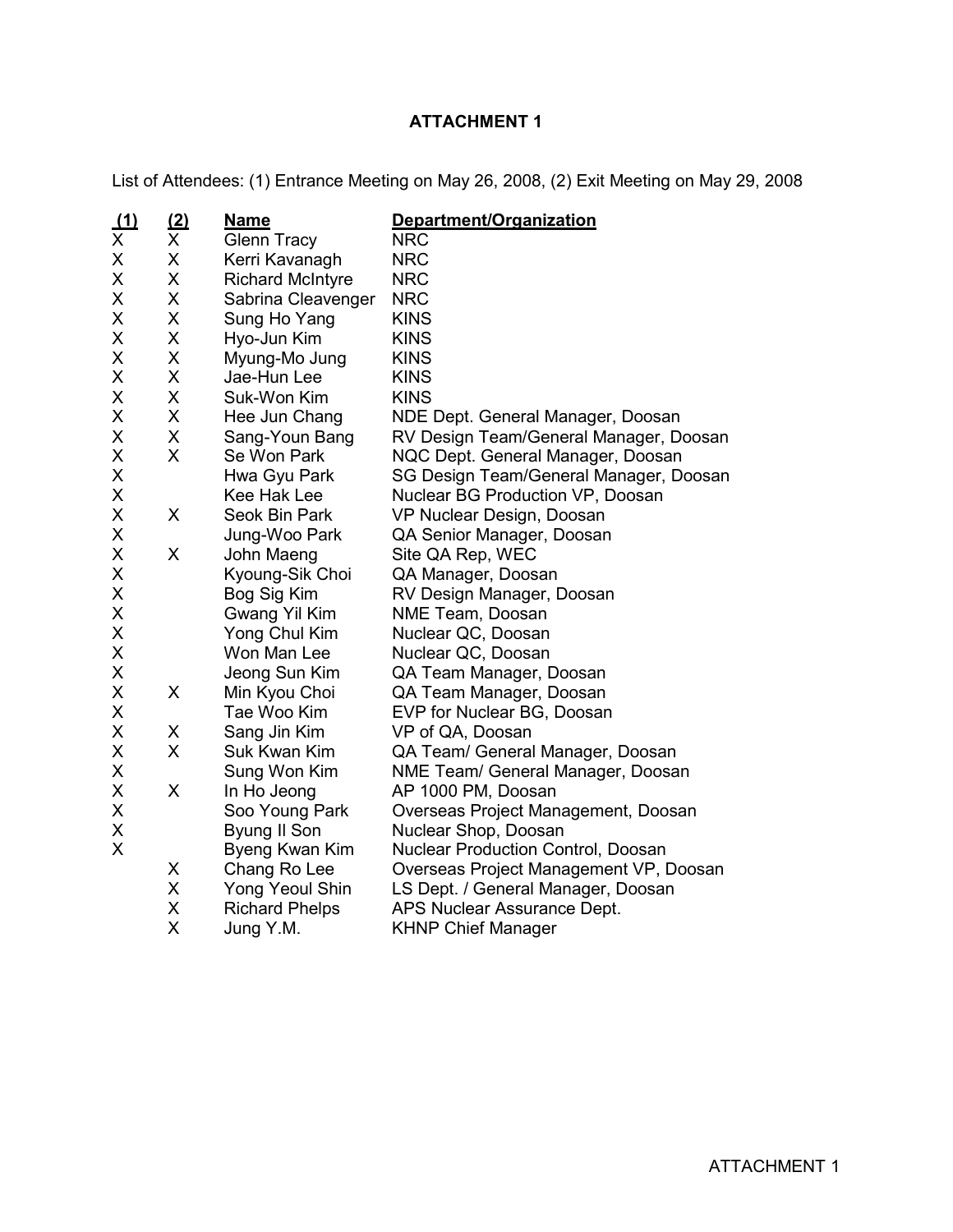# ATTACHMENT 1

List of Attendees: (1) Entrance Meeting on May 26, 2008, (2) Exit Meeting on May 29, 2008

| (1) | (2) | Name | Department/Organization |
|---|---|---|---|
| X | X | Glenn Tracy | NRC |
| X | X | Kerri Kavanagh | NRC |
| X | X | Richard McIntyre | NRC |
| X | X | Sabrina Cleavenger | NRC |
| X | X | Sung Ho Yang | KINS |
| X | X | Hyo-Jun Kim | KINS |
| X | X | Myung-Mo Jung | KINS |
| X | X | Jae-Hun Lee | KINS |
| X | X | Suk-Won Kim | KINS |
| X | X | Hee Jun Chang | NDE Dept. General Manager, Doosan |
| X | X | Sang-Youn Bang | RV Design Team/General Manager, Doosan |
| X | X | Se Won Park | NQC Dept. General Manager, Doosan |
| X | | Hwa Gyu Park | SG Design Team/General Manager, Doosan |
| X | | Kee Hak Lee | Nuclear BG Production VP, Doosan |
| X | X | Seok Bin Park | VP Nuclear Design, Doosan |
| X | | Jung-Woo Park | QA Senior Manager, Doosan |
| X | X | John Maeng | Site QA Rep, WEC |
| X | | Kyoung-Sik Choi | QA Manager, Doosan |
| X | | Bog Sig Kim | RV Design Manager, Doosan |
| X | | Gwang Yil Kim | NME Team, Doosan |
| X | | Yong Chul Kim | Nuclear QC, Doosan |
| X | | Won Man Lee | Nuclear QC, Doosan |
| X | | Jeong Sun Kim | QA Team Manager, Doosan |
| X | X | Min Kyou Choi | QA Team Manager, Doosan |
| X | | Tae Woo Kim | EVP for Nuclear BG, Doosan |
| X | X | Sang Jin Kim | VP of QA, Doosan |
| X | X | Suk Kwan Kim | QA Team/ General Manager, Doosan |
| X | | Sung Won Kim | NME Team/ General Manager, Doosan |
| X | X | In Ho Jeong | AP 1000 PM, Doosan |
| X | | Soo Young Park | Overseas Project Management, Doosan |
| X | | Byung Il Son | Nuclear Shop, Doosan |
| X | | Byeng Kwan Kim | Nuclear Production Control, Doosan |
| | X | Chang Ro Lee | Overseas Project Management VP, Doosan |
| | X | Yong Yeoul Shin | LS Dept. / General Manager, Doosan |
| | X | Richard Phelps | APS Nuclear Assurance Dept. |
| | X | Jung Y.M. | KHNP Chief Manager |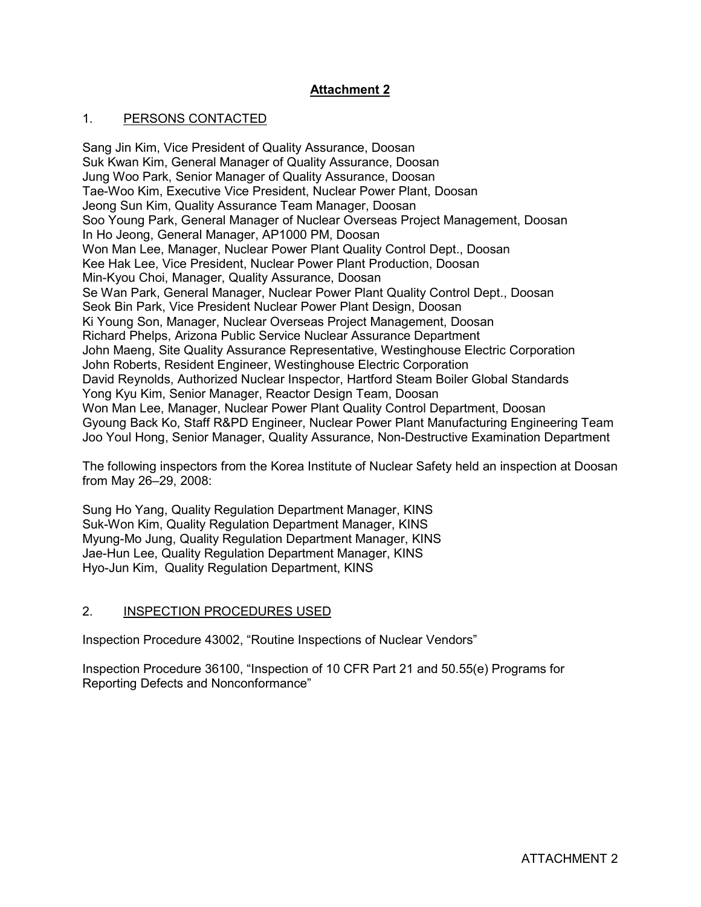## Attachment 2

### 1. PERSONS CONTACTED

Sang Jin Kim, Vice President of Quality Assurance, Doosan
Suk Kwan Kim, General Manager of Quality Assurance, Doosan
Jung Woo Park, Senior Manager of Quality Assurance, Doosan
Tae-Woo Kim, Executive Vice President, Nuclear Power Plant, Doosan
Jeong Sun Kim, Quality Assurance Team Manager, Doosan
Soo Young Park, General Manager of Nuclear Overseas Project Management, Doosan
In Ho Jeong, General Manager, AP1000 PM, Doosan
Won Man Lee, Manager, Nuclear Power Plant Quality Control Dept., Doosan
Kee Hak Lee, Vice President, Nuclear Power Plant Production, Doosan
Min-Kyou Choi, Manager, Quality Assurance, Doosan
Se Wan Park, General Manager, Nuclear Power Plant Quality Control Dept., Doosan
Seok Bin Park, Vice President Nuclear Power Plant Design, Doosan
Ki Young Son, Manager, Nuclear Overseas Project Management, Doosan
Richard Phelps, Arizona Public Service Nuclear Assurance Department
John Maeng, Site Quality Assurance Representative, Westinghouse Electric Corporation
John Roberts, Resident Engineer, Westinghouse Electric Corporation
David Reynolds, Authorized Nuclear Inspector, Hartford Steam Boiler Global Standards
Yong Kyu Kim, Senior Manager, Reactor Design Team, Doosan
Won Man Lee, Manager, Nuclear Power Plant Quality Control Department, Doosan
Gyoung Back Ko, Staff R&PD Engineer, Nuclear Power Plant Manufacturing Engineering Team
Joo Youl Hong, Senior Manager, Quality Assurance, Non-Destructive Examination Department

The following inspectors from the Korea Institute of Nuclear Safety held an inspection at Doosan from May 26–29, 2008:

Sung Ho Yang, Quality Regulation Department Manager, KINS
Suk-Won Kim, Quality Regulation Department Manager, KINS
Myung-Mo Jung, Quality Regulation Department Manager, KINS
Jae-Hun Lee, Quality Regulation Department Manager, KINS
Hyo-Jun Kim, Quality Regulation Department, KINS

### 2. INSPECTION PROCEDURES USED

Inspection Procedure 43002, "Routine Inspections of Nuclear Vendors"

Inspection Procedure 36100, "Inspection of 10 CFR Part 21 and 50.55(e) Programs for Reporting Defects and Nonconformance"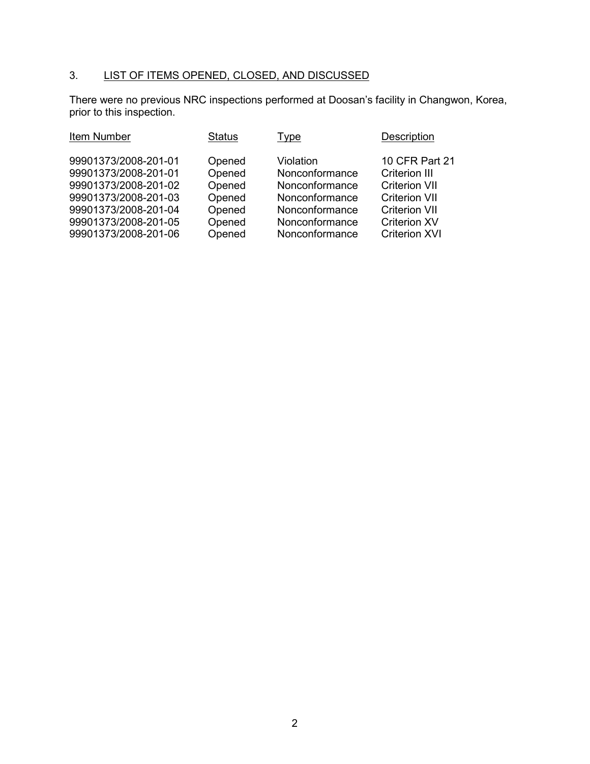## 3. LIST OF ITEMS OPENED, CLOSED, AND DISCUSSED

There were no previous NRC inspections performed at Doosan's facility in Changwon, Korea, prior to this inspection.

| Item Number | Status | Type | Description |
|---|---|---|---|
| 99901373/2008-201-01 | Opened | Violation | 10 CFR Part 21 |
| 99901373/2008-201-01 | Opened | Nonconformance | Criterion III |
| 99901373/2008-201-02 | Opened | Nonconformance | Criterion VII |
| 99901373/2008-201-03 | Opened | Nonconformance | Criterion VII |
| 99901373/2008-201-04 | Opened | Nonconformance | Criterion VII |
| 99901373/2008-201-05 | Opened | Nonconformance | Criterion XV |
| 99901373/2008-201-06 | Opened | Nonconformance | Criterion XVI |